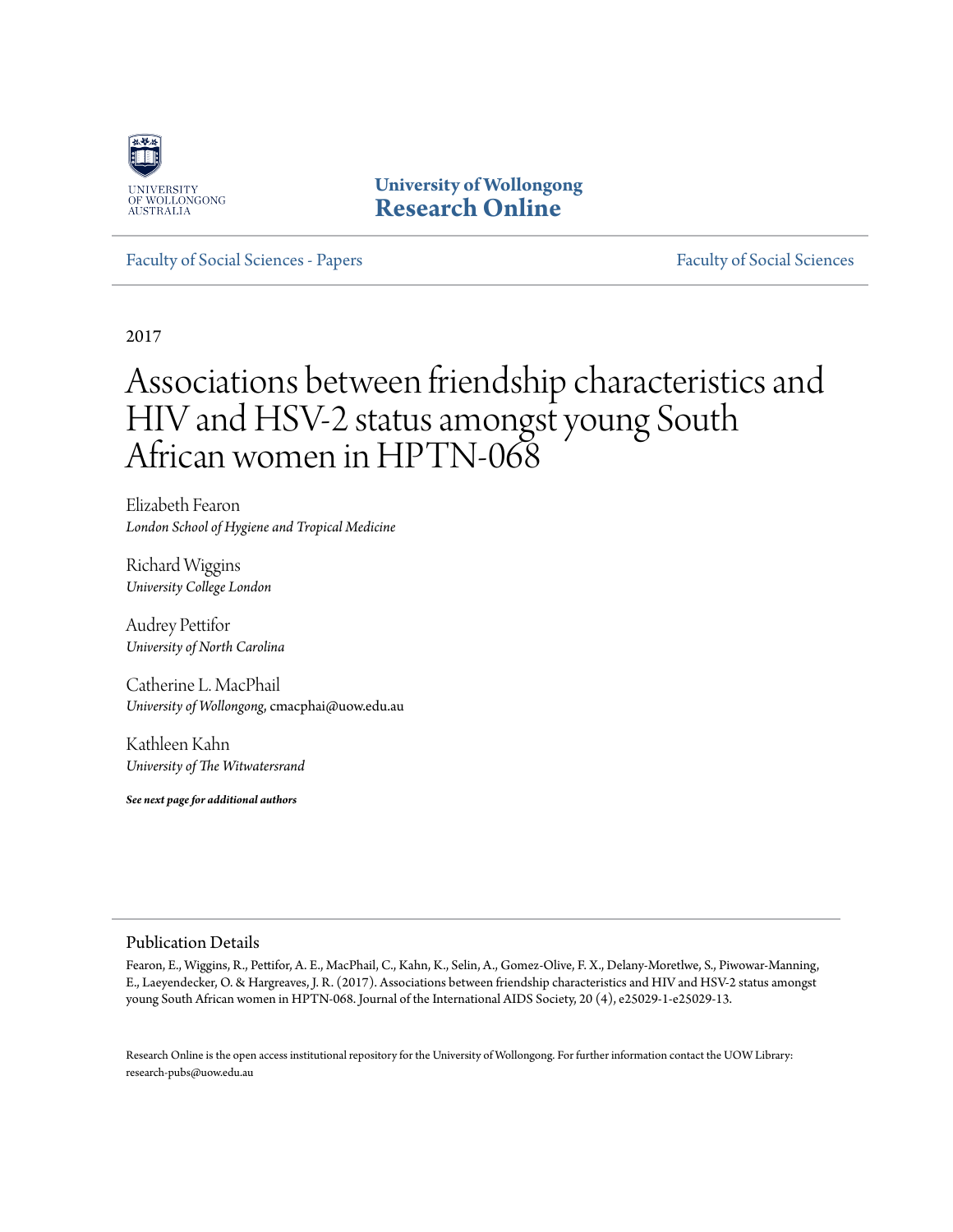University of Wollongong

# University of Wollongong Research Online

Faculty of Social Sciences - Papers

Faculty of Social Sciences

2017

# Associations between friendship characteristics and HIV and HSV-2 status amongst young South African women in HPTN-068

Elizabeth Fearon
*London School of Hygiene and Tropical Medicine*

Richard Wiggins
*University College London*

Audrey Pettifor
*University of North Carolina*

Catherine L. MacPhail
*University of Wollongong*, cmacphai@uow.edu.au

Kathleen Kahn
*University of The Witwatersrand*

***See next page for additional authors***

## Publication Details

Fearon, E., Wiggins, R., Pettifor, A. E., MacPhail, C., Kahn, K., Selin, A., Gomez-Olive, F. X., Delany-Moretlwe, S., Piwowar-Manning, E., Laeyendecker, O. & Hargreaves, J. R. (2017). Associations between friendship characteristics and HIV and HSV-2 status amongst young South African women in HPTN-068. Journal of the International AIDS Society, 20 (4), e25029-1-e25029-13.

Research Online is the open access institutional repository for the University of Wollongong. For further information contact the UOW Library: research-pubs@uow.edu.au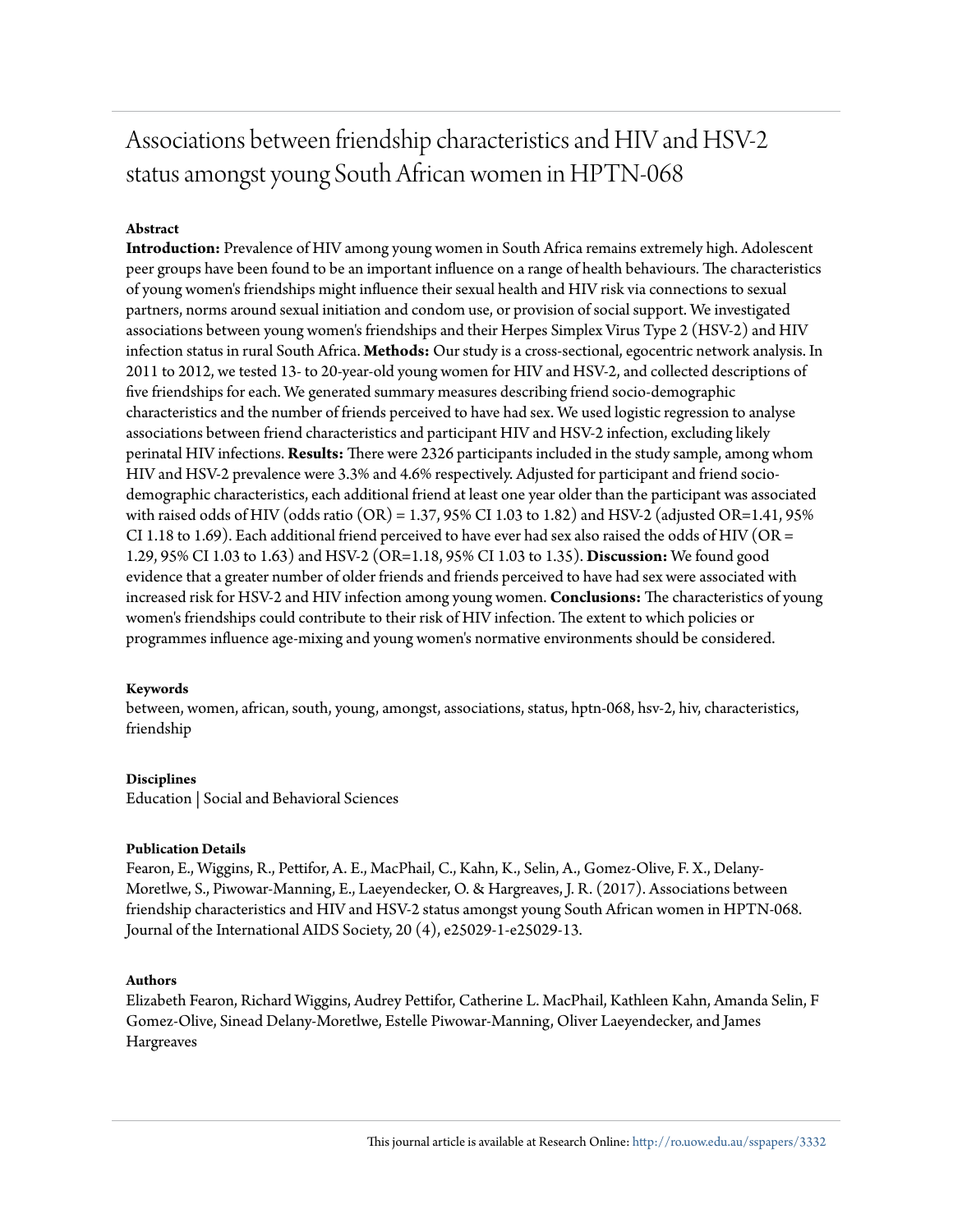# Associations between friendship characteristics and HIV and HSV-2 status amongst young South African women in HPTN-068

## Abstract

**Introduction:** Prevalence of HIV among young women in South Africa remains extremely high. Adolescent peer groups have been found to be an important influence on a range of health behaviours. The characteristics of young women's friendships might influence their sexual health and HIV risk via connections to sexual partners, norms around sexual initiation and condom use, or provision of social support. We investigated associations between young women's friendships and their Herpes Simplex Virus Type 2 (HSV-2) and HIV infection status in rural South Africa. **Methods:** Our study is a cross-sectional, egocentric network analysis. In 2011 to 2012, we tested 13- to 20-year-old young women for HIV and HSV-2, and collected descriptions of five friendships for each. We generated summary measures describing friend socio-demographic characteristics and the number of friends perceived to have had sex. We used logistic regression to analyse associations between friend characteristics and participant HIV and HSV-2 infection, excluding likely perinatal HIV infections. **Results:** There were 2326 participants included in the study sample, among whom HIV and HSV-2 prevalence were 3.3% and 4.6% respectively. Adjusted for participant and friend socio-demographic characteristics, each additional friend at least one year older than the participant was associated with raised odds of HIV (odds ratio (OR) = 1.37, 95% CI 1.03 to 1.82) and HSV-2 (adjusted OR=1.41, 95% CI 1.18 to 1.69). Each additional friend perceived to have ever had sex also raised the odds of HIV (OR = 1.29, 95% CI 1.03 to 1.63) and HSV-2 (OR=1.18, 95% CI 1.03 to 1.35). **Discussion:** We found good evidence that a greater number of older friends and friends perceived to have had sex were associated with increased risk for HSV-2 and HIV infection among young women. **Conclusions:** The characteristics of young women's friendships could contribute to their risk of HIV infection. The extent to which policies or programmes influence age-mixing and young women's normative environments should be considered.

### Keywords

between, women, african, south, young, amongst, associations, status, hptn-068, hsv-2, hiv, characteristics, friendship

### Disciplines

Education | Social and Behavioral Sciences

### Publication Details

Fearon, E., Wiggins, R., Pettifor, A. E., MacPhail, C., Kahn, K., Selin, A., Gomez-Olive, F. X., Delany-Moretlwe, S., Piwowar-Manning, E., Laeyendecker, O. & Hargreaves, J. R. (2017). Associations between friendship characteristics and HIV and HSV-2 status amongst young South African women in HPTN-068. Journal of the International AIDS Society, 20 (4), e25029-1-e25029-13.

### Authors

Elizabeth Fearon, Richard Wiggins, Audrey Pettifor, Catherine L. MacPhail, Kathleen Kahn, Amanda Selin, F Gomez-Olive, Sinead Delany-Moretlwe, Estelle Piwowar-Manning, Oliver Laeyendecker, and James Hargreaves

This journal article is available at Research Online: http://ro.uow.edu.au/sspapers/3332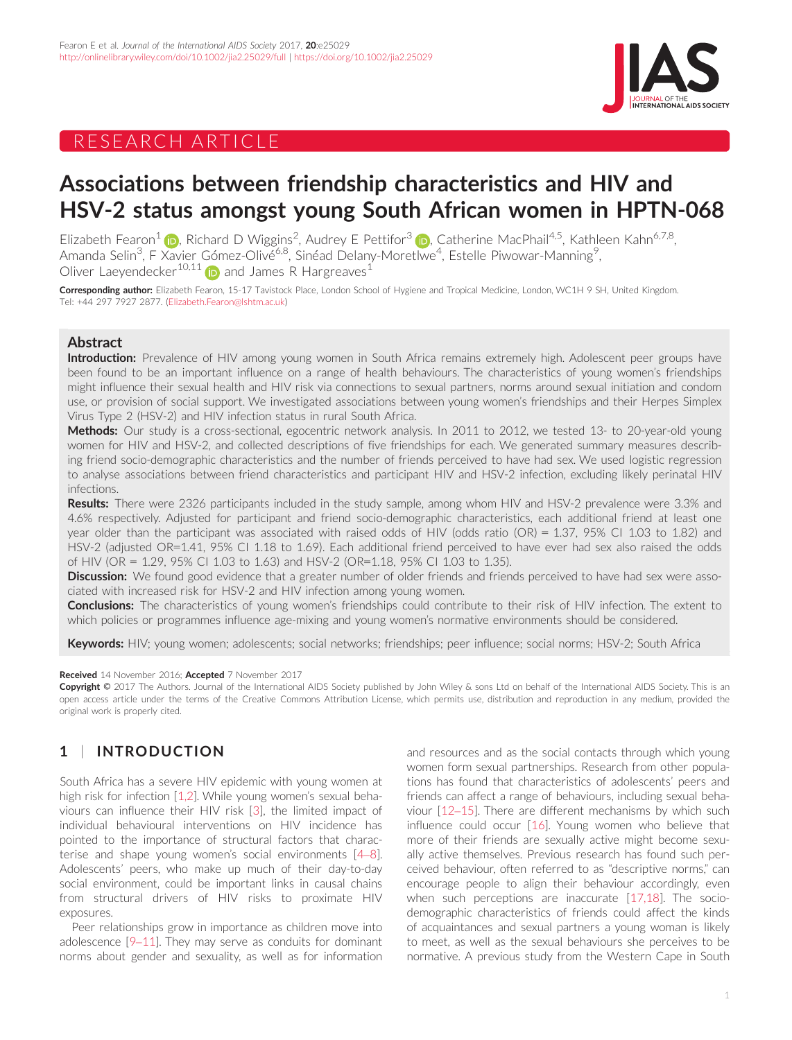# RESEARCH ARTICLE

# Associations between friendship characteristics and HIV and HSV-2 status amongst young South African women in HPTN-068

Elizabeth Fearon[1], Richard D Wiggins[2], Audrey E Pettifor[3], Catherine MacPhail[4,5], Kathleen Kahn[6,7,8], Amanda Selin[3], F Xavier Gómez-Olivé[6,8], Sinéad Delany-Moretlwe[4], Estelle Piwowar-Manning[9], Oliver Laeyendecker[10,11] and James R Hargreaves[1]

**Corresponding author:** Elizabeth Fearon, 15-17 Tavistock Place, London School of Hygiene and Tropical Medicine, London, WC1H 9 SH, United Kingdom. Tel: +44 297 7927 2877. (Elizabeth.Fearon@lshtm.ac.uk)

## Abstract

**Introduction:** Prevalence of HIV among young women in South Africa remains extremely high. Adolescent peer groups have been found to be an important influence on a range of health behaviours. The characteristics of young women's friendships might influence their sexual health and HIV risk via connections to sexual partners, norms around sexual initiation and condom use, or provision of social support. We investigated associations between young women's friendships and their Herpes Simplex Virus Type 2 (HSV-2) and HIV infection status in rural South Africa.

**Methods:** Our study is a cross-sectional, egocentric network analysis. In 2011 to 2012, we tested 13- to 20-year-old young women for HIV and HSV-2, and collected descriptions of five friendships for each. We generated summary measures describing friend socio-demographic characteristics and the number of friends perceived to have had sex. We used logistic regression to analyse associations between friend characteristics and participant HIV and HSV-2 infection, excluding likely perinatal HIV infections.

**Results:** There were 2326 participants included in the study sample, among whom HIV and HSV-2 prevalence were 3.3% and 4.6% respectively. Adjusted for participant and friend socio-demographic characteristics, each additional friend at least one year older than the participant was associated with raised odds of HIV (odds ratio (OR) = 1.37, 95% CI 1.03 to 1.82) and HSV-2 (adjusted OR=1.41, 95% CI 1.18 to 1.69). Each additional friend perceived to have ever had sex also raised the odds of HIV (OR = 1.29, 95% CI 1.03 to 1.63) and HSV-2 (OR=1.18, 95% CI 1.03 to 1.35).

**Discussion:** We found good evidence that a greater number of older friends and friends perceived to have had sex were associated with increased risk for HSV-2 and HIV infection among young women.

**Conclusions:** The characteristics of young women's friendships could contribute to their risk of HIV infection. The extent to which policies or programmes influence age-mixing and young women's normative environments should be considered.

**Keywords:** HIV; young women; adolescents; social networks; friendships; peer influence; social norms; HSV-2; South Africa

**Received** 14 November 2016; **Accepted** 7 November 2017

**Copyright** © 2017 The Authors. Journal of the International AIDS Society published by John Wiley & sons Ltd on behalf of the International AIDS Society. This is an open access article under the terms of the Creative Commons Attribution License, which permits use, distribution and reproduction in any medium, provided the original work is properly cited.

## 1 | INTRODUCTION

South Africa has a severe HIV epidemic with young women at high risk for infection [1,2]. While young women's sexual behaviours can influence their HIV risk [3], the limited impact of individual behavioural interventions on HIV incidence has pointed to the importance of structural factors that characterise and shape young women's social environments [4–8]. Adolescents' peers, who make up much of their day-to-day social environment, could be important links in causal chains from structural drivers of HIV risks to proximate HIV exposures.

Peer relationships grow in importance as children move into adolescence [9–11]. They may serve as conduits for dominant norms about gender and sexuality, as well as for information and resources and as the social contacts through which young women form sexual partnerships. Research from other populations has found that characteristics of adolescents' peers and friends can affect a range of behaviours, including sexual behaviour [12–15]. There are different mechanisms by which such influence could occur [16]. Young women who believe that more of their friends are sexually active might become sexually active themselves. Previous research has found such perceived behaviour, often referred to as "descriptive norms," can encourage people to align their behaviour accordingly, even when such perceptions are inaccurate [17,18]. The socio-demographic characteristics of friends could affect the kinds of acquaintances and sexual partners a young woman is likely to meet, as well as the sexual behaviours she perceives to be normative. A previous study from the Western Cape in South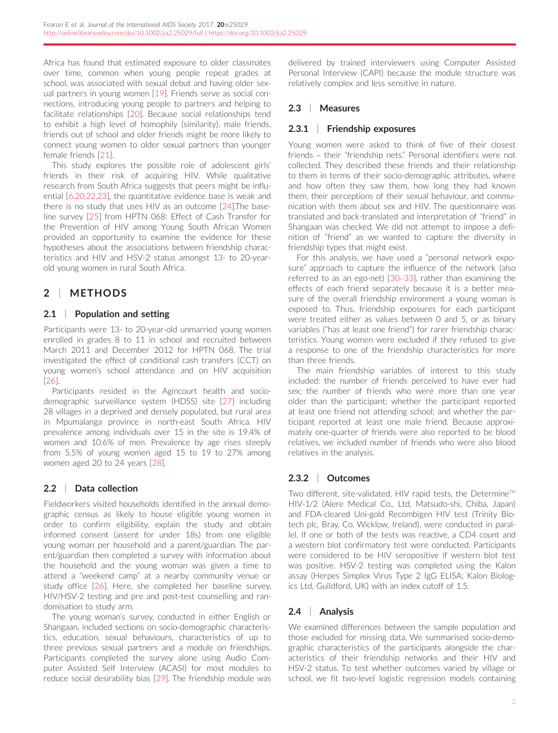Africa has found that estimated exposure to older classmates over time, common when young people repeat grades at school, was associated with sexual debut and having older sexual partners in young women [19]. Friends serve as social connections, introducing young people to partners and helping to facilitate relationships [20]. Because social relationships tend to exhibit a high level of homophily (similarity), male friends, friends out of school and older friends might be more likely to connect young women to older sexual partners than younger female friends [21].

This study explores the possible role of adolescent girls' friends in their risk of acquiring HIV. While qualitative research from South Africa suggests that peers might be influential [6,20,22,23], the quantitative evidence base is weak and there is no study that uses HIV as an outcome [24].The baseline survey [25] from HPTN 068: Effect of Cash Transfer for the Prevention of HIV among Young South African Women provided an opportunity to examine the evidence for these hypotheses about the associations between friendship characteristics and HIV and HSV-2 status amongst 13- to 20-year-old young women in rural South Africa.

## 2 | METHODS

### 2.1 | Population and setting

Participants were 13- to 20-year-old unmarried young women enrolled in grades 8 to 11 in school and recruited between March 2011 and December 2012 for HPTN 068. The trial investigated the effect of conditional cash transfers (CCT) on young women's school attendance and on HIV acquisition [26].

Participants resided in the Agincourt health and socio-demographic surveillance system (HDSS) site [27] including 28 villages in a deprived and densely populated, but rural area in Mpumalanga province in north-east South Africa. HIV prevalence among individuals over 15 in the site is 19.4% of women and 10.6% of men. Prevalence by age rises steeply from 5.5% of young women aged 15 to 19 to 27% among women aged 20 to 24 years [28].

### 2.2 | Data collection

Fieldworkers visited households identified in the annual demographic census as likely to house eligible young women in order to confirm eligibility, explain the study and obtain informed consent (assent for under 18s) from one eligible young woman per household and a parent/guardian. The parent/guardian then completed a survey with information about the household and the young woman was given a time to attend a "weekend camp" at a nearby community venue or study office [26]. Here, she completed her baseline survey, HIV/HSV-2 testing and pre and post-test counselling and randomisation to study arm.

The young woman's survey, conducted in either English or Shangaan, included sections on socio-demographic characteristics, education, sexual behaviours, characteristics of up to three previous sexual partners and a module on friendships. Participants completed the survey alone using Audio Computer Assisted Self Interview (ACASI) for most modules to reduce social desirability bias [29]. The friendship module was delivered by trained interviewers using Computer Assisted Personal Interview (CAPI) because the module structure was relatively complex and less sensitive in nature.

### 2.3 | Measures

#### 2.3.1 | Friendship exposures

Young women were asked to think of five of their closest friends – their "friendship nets." Personal identifiers were not collected. They described these friends and their relationship to them in terms of their socio-demographic attributes, where and how often they saw them, how long they had known them, their perceptions of their sexual behaviour, and communication with them about sex and HIV. The questionnaire was translated and back-translated and interpretation of "friend" in Shangaan was checked. We did not attempt to impose a definition of "friend" as we wanted to capture the diversity in friendship types that might exist.

For this analysis, we have used a "personal network exposure" approach to capture the influence of the network (also referred to as an ego-net) [30–33], rather than examining the effects of each friend separately because it is a better measure of the overall friendship environment a young woman is exposed to. Thus, friendship exposures for each participant were treated either as values between 0 and 5, or as binary variables ("has at least one friend") for rarer friendship characteristics. Young women were excluded if they refused to give a response to one of the friendship characteristics for more than three friends.

The main friendship variables of interest to this study included: the number of friends perceived to have ever had sex; the number of friends who were more than one year older than the participant; whether the participant reported at least one friend not attending school; and whether the participant reported at least one male friend. Because approximately one-quarter of friends were also reported to be blood relatives, we included number of friends who were also blood relatives in the analysis.

#### 2.3.2 | Outcomes

Two different, site-validated, HIV rapid tests, the Determine™ HIV-1/2 (Alere Medical Co., Ltd, Matsudo-shi, Chiba, Japan) and FDA-cleared Uni-gold Recombigen HIV test (Trinity Biotech plc, Bray, Co. Wicklow, Ireland), were conducted in parallel. If one or both of the tests was reactive, a CD4 count and a western blot confirmatory test were conducted. Participants were considered to be HIV seropositive if western blot test was positive. HSV-2 testing was completed using the Kalon assay (Herpes Simplex Virus Type 2 IgG ELISA; Kalon Biologics Ltd, Guildford, UK) with an index cutoff of 1.5.

### 2.4 | Analysis

We examined differences between the sample population and those excluded for missing data. We summarised socio-demographic characteristics of the participants alongside the characteristics of their friendship networks and their HIV and HSV-2 status. To test whether outcomes varied by village or school, we fit two-level logistic regression models containing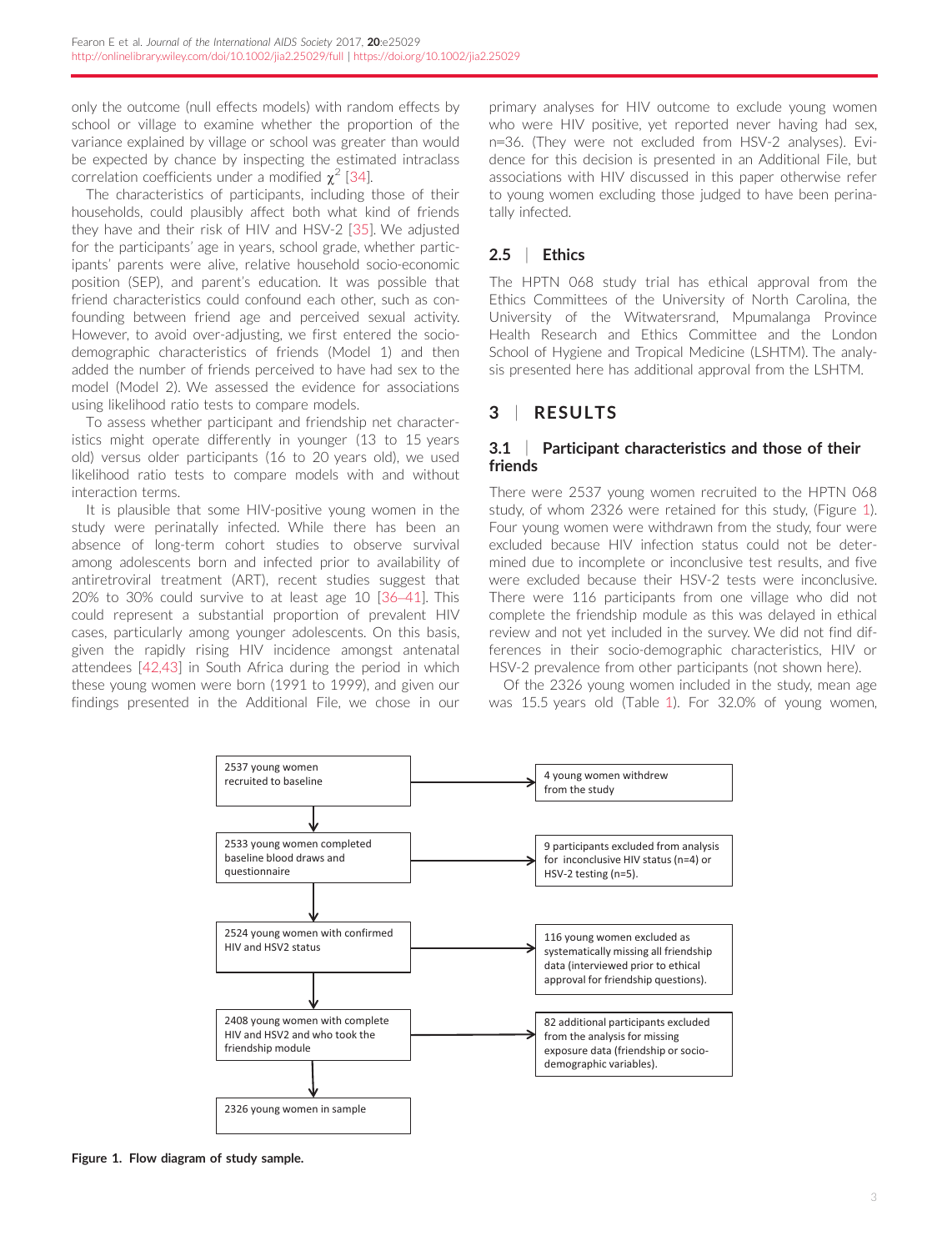only the outcome (null effects models) with random effects by school or village to examine whether the proportion of the variance explained by village or school was greater than would be expected by chance by inspecting the estimated intraclass correlation coefficients under a modified $\chi^2$ [34].

The characteristics of participants, including those of their households, could plausibly affect both what kind of friends they have and their risk of HIV and HSV-2 [35]. We adjusted for the participants' age in years, school grade, whether participants' parents were alive, relative household socio-economic position (SEP), and parent's education. It was possible that friend characteristics could confound each other, such as confounding between friend age and perceived sexual activity. However, to avoid over-adjusting, we first entered the socio-demographic characteristics of friends (Model 1) and then added the number of friends perceived to have had sex to the model (Model 2). We assessed the evidence for associations using likelihood ratio tests to compare models.

To assess whether participant and friendship net characteristics might operate differently in younger (13 to 15 years old) versus older participants (16 to 20 years old), we used likelihood ratio tests to compare models with and without interaction terms.

It is plausible that some HIV-positive young women in the study were perinatally infected. While there has been an absence of long-term cohort studies to observe survival among adolescents born and infected prior to availability of antiretroviral treatment (ART), recent studies suggest that 20% to 30% could survive to at least age 10 [36–41]. This could represent a substantial proportion of prevalent HIV cases, particularly among younger adolescents. On this basis, given the rapidly rising HIV incidence amongst antenatal attendees [42,43] in South Africa during the period in which these young women were born (1991 to 1999), and given our findings presented in the Additional File, we chose in our primary analyses for HIV outcome to exclude young women who were HIV positive, yet reported never having had sex, n=36. (They were not excluded from HSV-2 analyses). Evidence for this decision is presented in an Additional File, but associations with HIV discussed in this paper otherwise refer to young women excluding those judged to have been perinatally infected.

### 2.5 | Ethics

The HPTN 068 study trial has ethical approval from the Ethics Committees of the University of North Carolina, the University of the Witwatersrand, Mpumalanga Province Health Research and Ethics Committee and the London School of Hygiene and Tropical Medicine (LSHTM). The analysis presented here has additional approval from the LSHTM.

## 3 | RESULTS

### 3.1 | Participant characteristics and those of their friends

There were 2537 young women recruited to the HPTN 068 study, of whom 2326 were retained for this study, (Figure 1). Four young women were withdrawn from the study, four were excluded because HIV infection status could not be determined due to incomplete or inconclusive test results, and five were excluded because their HSV-2 tests were inconclusive. There were 116 participants from one village who did not complete the friendship module as this was delayed in ethical review and not yet included in the survey. We did not find differences in their socio-demographic characteristics, HIV or HSV-2 prevalence from other participants (not shown here).

Of the 2326 young women included in the study, mean age was 15.5 years old (Table 1). For 32.0% of young women,

2537 young women recruited to baseline → 4 young women withdrew from the study

2533 young women completed baseline blood draws and questionnaire → 9 participants excluded from analysis for inconclusive HIV status (n=4) or HSV-2 testing (n=5).

2524 young women with confirmed HIV and HSV2 status → 116 young women excluded as systematically missing all friendship data (interviewed prior to ethical approval for friendship questions).

2408 young women with complete HIV and HSV2 and who took the friendship module → 82 additional participants excluded from the analysis for missing exposure data (friendship or socio-demographic variables).

2326 young women in sample

**Figure 1. Flow diagram of study sample.**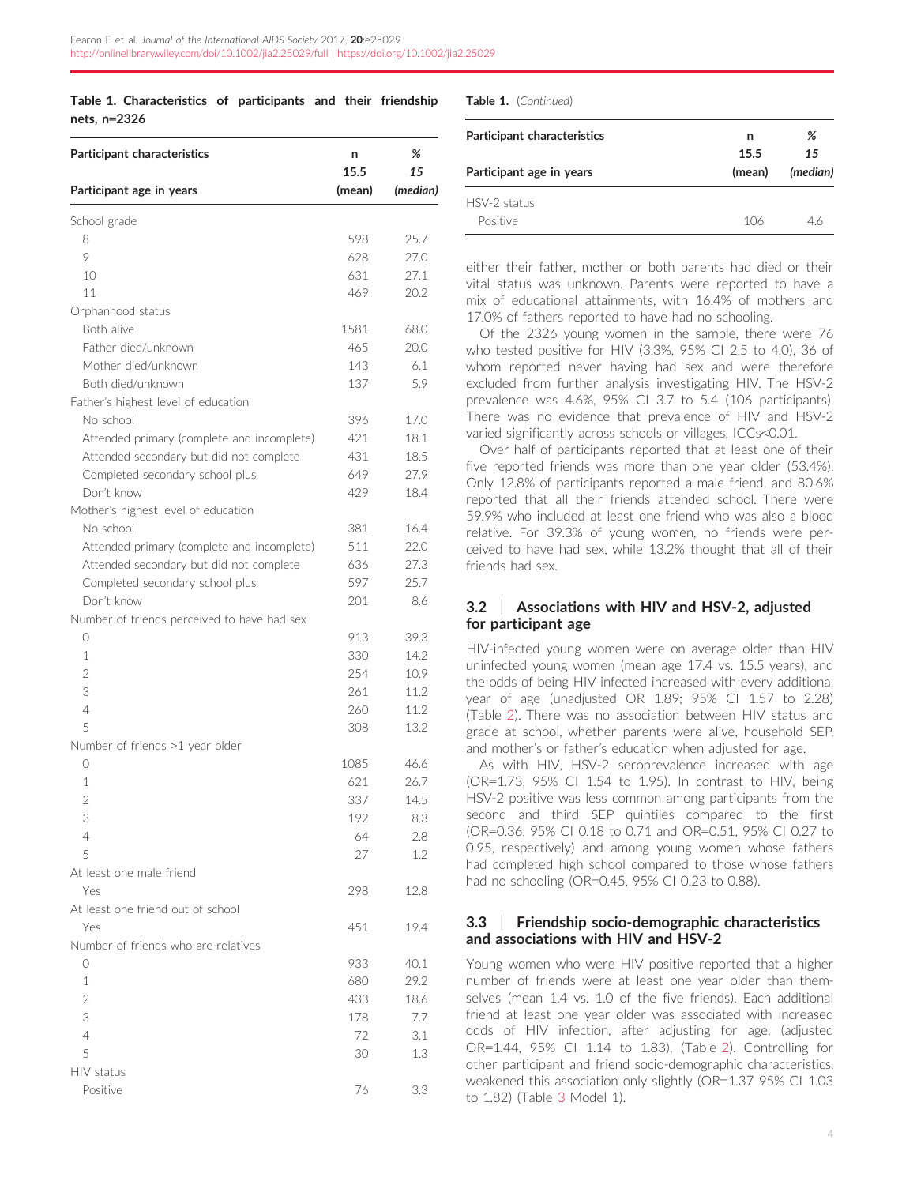**Table 1. Characteristics of participants and their friendship nets, n=2326**

| Participant characteristics | n | % |
|---|---|---|
| Participant age in years | 15.5 (mean) | *15 (median)* |
| School grade | | |
| 8 | 598 | 25.7 |
| 9 | 628 | 27.0 |
| 10 | 631 | 27.1 |
| 11 | 469 | 20.2 |
| Orphanhood status | | |
| Both alive | 1581 | 68.0 |
| Father died/unknown | 465 | 20.0 |
| Mother died/unknown | 143 | 6.1 |
| Both died/unknown | 137 | 5.9 |
| Father's highest level of education | | |
| No school | 396 | 17.0 |
| Attended primary (complete and incomplete) | 421 | 18.1 |
| Attended secondary but did not complete | 431 | 18.5 |
| Completed secondary school plus | 649 | 27.9 |
| Don't know | 429 | 18.4 |
| Mother's highest level of education | | |
| No school | 381 | 16.4 |
| Attended primary (complete and incomplete) | 511 | 22.0 |
| Attended secondary but did not complete | 636 | 27.3 |
| Completed secondary school plus | 597 | 25.7 |
| Don't know | 201 | 8.6 |
| Number of friends perceived to have had sex | | |
| 0 | 913 | 39.3 |
| 1 | 330 | 14.2 |
| 2 | 254 | 10.9 |
| 3 | 261 | 11.2 |
| 4 | 260 | 11.2 |
| 5 | 308 | 13.2 |
| Number of friends >1 year older | | |
| 0 | 1085 | 46.6 |
| 1 | 621 | 26.7 |
| 2 | 337 | 14.5 |
| 3 | 192 | 8.3 |
| 4 | 64 | 2.8 |
| 5 | 27 | 1.2 |
| At least one male friend | | |
| Yes | 298 | 12.8 |
| At least one friend out of school | | |
| Yes | 451 | 19.4 |
| Number of friends who are relatives | | |
| 0 | 933 | 40.1 |
| 1 | 680 | 29.2 |
| 2 | 433 | 18.6 |
| 3 | 178 | 7.7 |
| 4 | 72 | 3.1 |
| 5 | 30 | 1.3 |
| HIV status | | |
| Positive | 76 | 3.3 |
| HSV-2 status | | |
| Positive | 106 | 4.6 |

either their father, mother or both parents had died or their vital status was unknown. Parents were reported to have a mix of educational attainments, with 16.4% of mothers and 17.0% of fathers reported to have had no schooling.

Of the 2326 young women in the sample, there were 76 who tested positive for HIV (3.3%, 95% CI 2.5 to 4.0), 36 of whom reported never having had sex and were therefore excluded from further analysis investigating HIV. The HSV-2 prevalence was 4.6%, 95% CI 3.7 to 5.4 (106 participants). There was no evidence that prevalence of HIV and HSV-2 varied significantly across schools or villages, ICCs<0.01.

Over half of participants reported that at least one of their five reported friends was more than one year older (53.4%). Only 12.8% of participants reported a male friend, and 80.6% reported that all their friends attended school. There were 59.9% who included at least one friend who was also a blood relative. For 39.3% of young women, no friends were perceived to have had sex, while 13.2% thought that all of their friends had sex.

## 3.2 | Associations with HIV and HSV-2, adjusted for participant age

HIV-infected young women were on average older than HIV uninfected young women (mean age 17.4 vs. 15.5 years), and the odds of being HIV infected increased with every additional year of age (unadjusted OR 1.89; 95% CI 1.57 to 2.28) (Table 2). There was no association between HIV status and grade at school, whether parents were alive, household SEP, and mother's or father's education when adjusted for age.

As with HIV, HSV-2 seroprevalence increased with age (OR=1.73, 95% CI 1.54 to 1.95). In contrast to HIV, being HSV-2 positive was less common among participants from the second and third SEP quintiles compared to the first (OR=0.36, 95% CI 0.18 to 0.71 and OR=0.51, 95% CI 0.27 to 0.95, respectively) and among young women whose fathers had completed high school compared to those whose fathers had no schooling (OR=0.45, 95% CI 0.23 to 0.88).

## 3.3 | Friendship socio-demographic characteristics and associations with HIV and HSV-2

Young women who were HIV positive reported that a higher number of friends were at least one year older than themselves (mean 1.4 vs. 1.0 of the five friends). Each additional friend at least one year older was associated with increased odds of HIV infection, after adjusting for age, (adjusted OR=1.44, 95% CI 1.14 to 1.83), (Table 2). Controlling for other participant and friend socio-demographic characteristics, weakened this association only slightly (OR=1.37 95% CI 1.03 to 1.82) (Table 3 Model 1).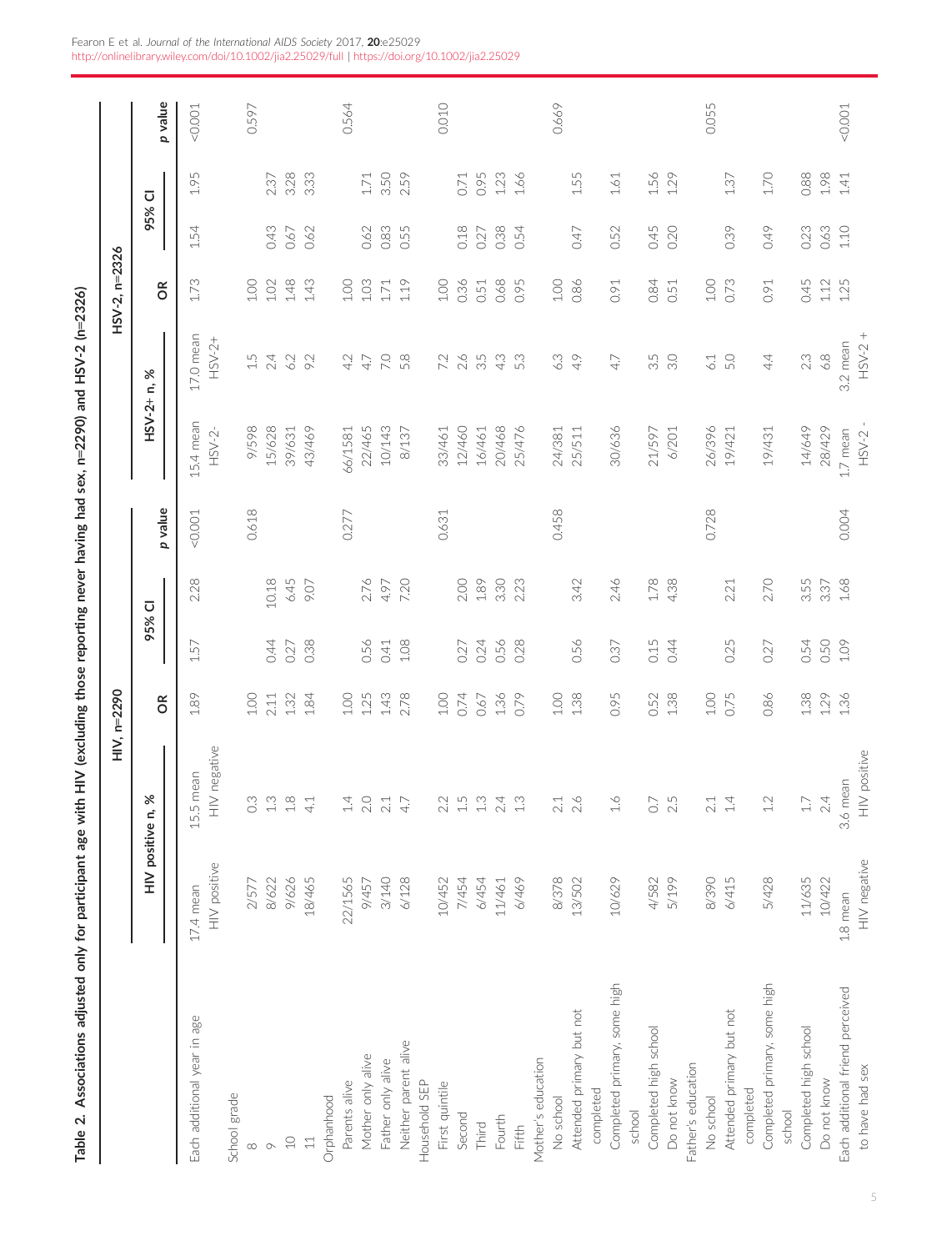**Table 2. Associations adjusted only for participant age with HIV (excluding those reporting never having had sex, n=2290) and HSV-2 (n=2326)**

| | HIV, n=2290 | | | | | | HSV-2, n=2326 | | | | | |
|---|---|---|---|---|---|---|---|---|---|---|---|---|
| | HIV positive n, % | | OR | 95% CI | | p value | HSV-2+ n, % | | OR | 95% CI | | p value |
| Each additional year in age | 17.4 mean HIV positive | 15.5 mean HIV negative | 1.89 | 1.57 | 2.28 | <0.001 | 15.4 mean HSV-2- | 17.0 mean HSV-2+ | 1.73 | 1.54 | 1.95 | <0.001 |
| School grade | | | | | | | | | | | | |
| 8 | 2/577 | 0.3 | 1.00 | | | 0.618 | 9/598 | 1.5 | 1.00 | | | 0.597 |
| 9 | 8/622 | 1.3 | 2.11 | 0.44 | 10.18 | | 15/628 | 2.4 | 1.02 | 0.43 | 2.37 | |
| 10 | 9/626 | 1.8 | 1.32 | 0.27 | 6.45 | | 39/631 | 6.2 | 1.48 | 0.67 | 3.28 | |
| 11 | 18/465 | 4.1 | 1.84 | 0.38 | 9.07 | | 43/469 | 9.2 | 1.43 | 0.62 | 3.33 | |
| Orphanhood | | | | | | | | | | | | |
| Parents alive | 22/1565 | 1.4 | 1.00 | | | 0.277 | 66/1581 | 4.2 | 1.00 | | | 0.564 |
| Mother only alive | 9/457 | 2.0 | 1.25 | 0.56 | 2.76 | | 22/465 | 4.7 | 1.03 | 0.62 | 1.71 | |
| Father only alive | 3/140 | 2.1 | 1.43 | 0.41 | 4.97 | | 10/143 | 7.0 | 1.71 | 0.83 | 3.50 | |
| Neither parent alive | 6/128 | 4.7 | 2.78 | 1.08 | 7.20 | | 8/137 | 5.8 | 1.19 | 0.55 | 2.59 | |
| Household SEP | | | | | | | | | | | | |
| First quintile | 10/452 | 2.2 | 1.00 | | | 0.631 | 33/461 | 7.2 | 1.00 | | | 0.010 |
| Second | 7/454 | 1.5 | 0.74 | 0.27 | 2.00 | | 12/460 | 2.6 | 0.36 | 0.18 | 0.71 | |
| Third | 6/454 | 1.3 | 0.67 | 0.24 | 1.89 | | 16/461 | 3.5 | 0.51 | 0.27 | 0.95 | |
| Fourth | 11/461 | 2.4 | 1.36 | 0.56 | 3.30 | | 20/468 | 4.3 | 0.68 | 0.38 | 1.23 | |
| Fifth | 6/469 | 1.3 | 0.79 | 0.28 | 2.23 | | 25/476 | 5.3 | 0.95 | 0.54 | 1.66 | |
| Mother's education | | | | | | | | | | | | |
| No school | 8/378 | 2.1 | 1.00 | | | 0.458 | 24/381 | 6.3 | 1.00 | | | 0.669 |
| Attended primary but not completed | 13/502 | 2.6 | 1.38 | 0.56 | 3.42 | | 25/511 | 4.9 | 0.86 | 0.47 | 1.55 | |
| Completed primary, some high school | 10/629 | 1.6 | 0.95 | 0.37 | 2.46 | | 30/636 | 4.7 | 0.91 | 0.52 | 1.61 | |
| Completed high school | 4/582 | 0.7 | 0.52 | 0.15 | 1.78 | | 21/597 | 3.5 | 0.84 | 0.45 | 1.56 | |
| Do not know | 5/199 | 2.5 | 1.38 | 0.44 | 4.38 | | 6/201 | 3.0 | 0.51 | 0.20 | 1.29 | |
| Father's education | | | | | | | | | | | | |
| No school | 8/390 | 2.1 | 1.00 | | | 0.728 | 26/396 | 6.1 | 1.00 | | | 0.055 |
| Attended primary but not completed | 6/415 | 1.4 | 0.75 | 0.25 | 2.21 | | 19/421 | 5.0 | 0.73 | 0.39 | 1.37 | |
| Completed primary, some high school | 5/428 | 1.2 | 0.86 | 0.27 | 2.70 | | 19/431 | 4.4 | 0.91 | 0.49 | 1.70 | |
| Completed high school | 11/635 | 1.7 | 1.38 | 0.54 | 3.55 | | 14/649 | 2.3 | 0.45 | 0.23 | 0.88 | |
| Do not know | 10/422 | 2.4 | 1.29 | 0.50 | 3.37 | | 28/429 | 6.8 | 1.12 | 0.63 | 1.98 | |
| Each additional friend perceived to have had sex | 1.8 mean HIV negative | 3.6 mean HIV positive | 1.36 | 1.09 | 1.68 | 0.004 | 1.7 mean HSV-2 - | 3.2 mean HSV-2 + | 1.25 | 1.10 | 1.41 | <0.001 |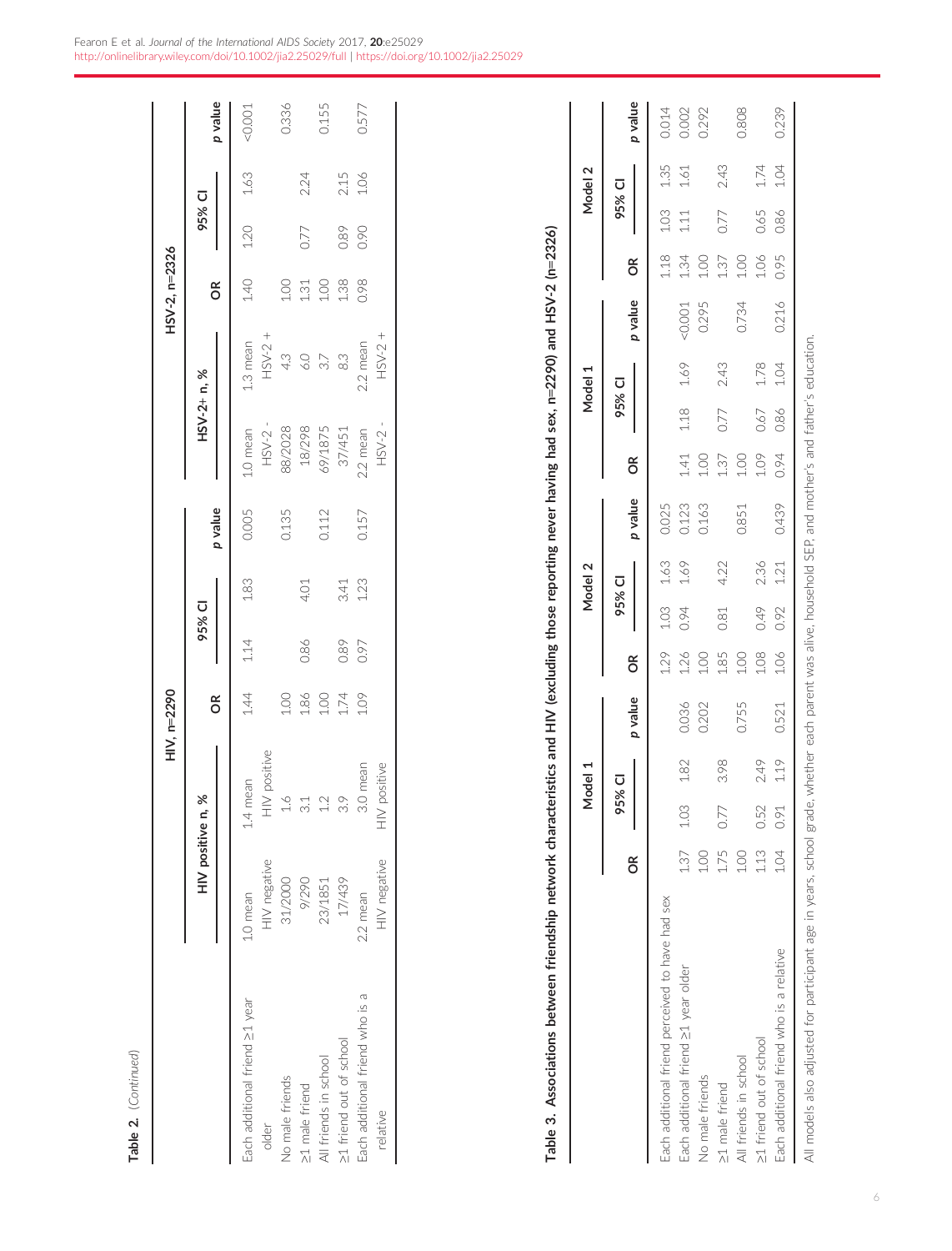**Table 2.** (Continued)

| | HIV, n=2290 | | | | | HSV-2, n=2326 | | | | |
|---|---|---|---|---|---|---|---|---|---|---|
| | HIV positive n, % | | OR | 95% CI | | p value | HSV-2+ n, % | | OR | 95% CI | | p value |
| Each additional friend ≥1 year older | 1.0 mean HIV negative | 1.4 mean HIV positive | 1.44 | 1.14 | 1.83 | 0.005 | 1.0 mean HSV-2 - | 1.3 mean HSV-2 + | 1.40 | 1.20 | 1.63 | <0.001 |
| No male friends | 31/2000 | 1.6 | 1.00 | | | 0.135 | 88/2028 | 4.3 | 1.00 | | | 0.336 |
| ≥1 male friend | 9/290 | 3.1 | 1.86 | 0.86 | 4.01 | | 18/298 | 6.0 | 1.31 | 0.77 | 2.24 | |
| All friends in school | 23/1851 | 1.2 | 1.00 | | | 0.112 | 69/1875 | 3.7 | 1.00 | | | 0.155 |
| ≥1 friend out of school | 17/439 | 3.9 | 1.74 | 0.89 | 3.41 | | 37/451 | 8.3 | 1.38 | 0.89 | 2.15 | |
| Each additional friend who is a relative | 2.2 mean HIV negative | 3.0 mean HIV positive | 1.09 | 0.97 | 1.23 | 0.157 | 2.2 mean HSV-2 - | 2.2 mean HSV-2 + | 0.98 | 0.90 | 1.06 | 0.577 |

**Table 3. Associations between friendship network characteristics and HIV (excluding those reporting never having had sex, n=2290) and HSV-2 (n=2326)**

| | Model 1 | | | | Model 2 | | | | Model 1 | | | | Model 2 | | | |
|---|---|---|---|---|---|---|---|---|---|---|---|---|---|---|---|---|
| | OR | 95% CI | | p value | OR | 95% CI | | p value | OR | 95% CI | | p value | OR | 95% CI | | p value |
| Each additional friend perceived to have had sex | | | | | 1.29 | 1.03 | 1.63 | 0.025 | | | | | 1.18 | 1.03 | 1.35 | 0.014 |
| Each additional friend ≥1 year older | 1.37 | 1.03 | 1.82 | 0.036 | 1.26 | 0.94 | 1.69 | 0.123 | 1.41 | 1.18 | 1.69 | <0.001 | 1.34 | 1.11 | 1.61 | 0.002 |
| No male friends | 1.00 | | | 0.202 | 1.00 | | | 0.163 | 1.00 | | | 0.295 | 1.00 | | | 0.292 |
| ≥1 male friend | 1.75 | 0.77 | 3.98 | | 1.85 | 0.81 | 4.22 | | 1.37 | 0.77 | 2.43 | | 1.37 | 0.77 | 2.43 | |
| All friends in school | 1.00 | | | 0.755 | 1.00 | | | 0.851 | 1.00 | | | 0.734 | 1.00 | | | 0.808 |
| ≥1 friend out of school | 1.13 | 0.52 | 2.49 | | 1.08 | 0.49 | 2.36 | | 1.09 | 0.67 | 1.78 | | 1.06 | 0.65 | 1.74 | |
| Each additional friend who is a relative | 1.04 | 0.91 | 1.19 | 0.521 | 1.06 | 0.92 | 1.21 | 0.439 | 0.94 | 0.86 | 1.04 | 0.216 | 0.95 | 0.86 | 1.04 | 0.239 |

All models also adjusted for participant age in years, school grade, whether each parent was alive, household SEP, and mother's and father's education.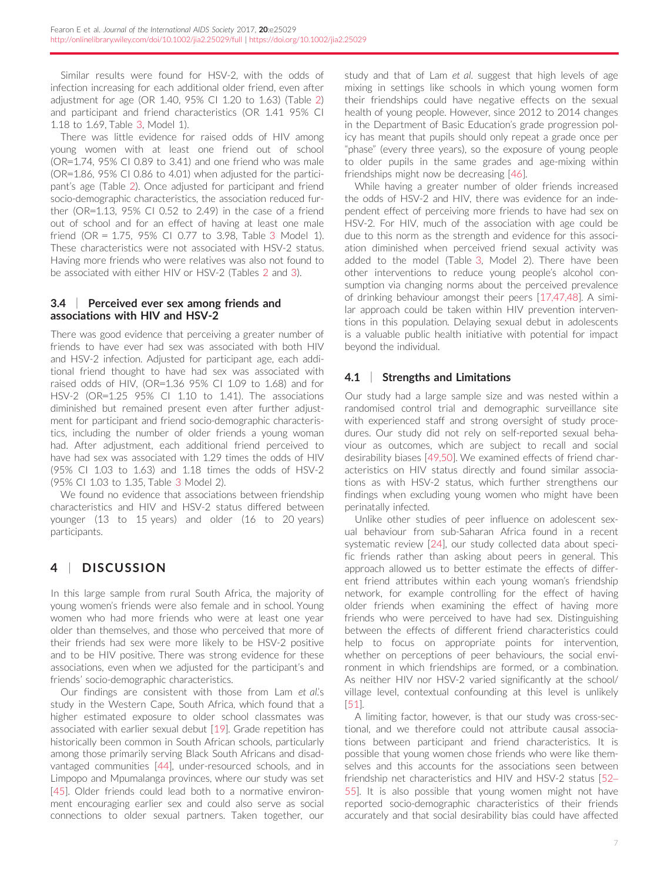Similar results were found for HSV-2, with the odds of infection increasing for each additional older friend, even after adjustment for age (OR 1.40, 95% CI 1.20 to 1.63) (Table 2) and participant and friend characteristics (OR 1.41 95% CI 1.18 to 1.69, Table 3, Model 1).

There was little evidence for raised odds of HIV among young women with at least one friend out of school (OR=1.74, 95% CI 0.89 to 3.41) and one friend who was male (OR=1.86, 95% CI 0.86 to 4.01) when adjusted for the participant's age (Table 2). Once adjusted for participant and friend socio-demographic characteristics, the association reduced further (OR=1.13, 95% CI 0.52 to 2.49) in the case of a friend out of school and for an effect of having at least one male friend (OR = 1.75, 95% CI 0.77 to 3.98, Table 3 Model 1). These characteristics were not associated with HSV-2 status. Having more friends who were relatives was also not found to be associated with either HIV or HSV-2 (Tables 2 and 3).

### 3.4 | Perceived ever sex among friends and associations with HIV and HSV-2

There was good evidence that perceiving a greater number of friends to have ever had sex was associated with both HIV and HSV-2 infection. Adjusted for participant age, each additional friend thought to have had sex was associated with raised odds of HIV, (OR=1.36 95% CI 1.09 to 1.68) and for HSV-2 (OR=1.25 95% CI 1.10 to 1.41). The associations diminished but remained present even after further adjustment for participant and friend socio-demographic characteristics, including the number of older friends a young woman had. After adjustment, each additional friend perceived to have had sex was associated with 1.29 times the odds of HIV (95% CI 1.03 to 1.63) and 1.18 times the odds of HSV-2 (95% CI 1.03 to 1.35, Table 3 Model 2).

We found no evidence that associations between friendship characteristics and HIV and HSV-2 status differed between younger (13 to 15 years) and older (16 to 20 years) participants.

## 4 | DISCUSSION

In this large sample from rural South Africa, the majority of young women's friends were also female and in school. Young women who had more friends who were at least one year older than themselves, and those who perceived that more of their friends had sex were more likely to be HSV-2 positive and to be HIV positive. There was strong evidence for these associations, even when we adjusted for the participant's and friends' socio-demographic characteristics.

Our findings are consistent with those from Lam *et al.*'s study in the Western Cape, South Africa, which found that a higher estimated exposure to older school classmates was associated with earlier sexual debut [19]. Grade repetition has historically been common in South African schools, particularly among those primarily serving Black South Africans and disadvantaged communities [44], under-resourced schools, and in Limpopo and Mpumalanga provinces, where our study was set [45]. Older friends could lead both to a normative environment encouraging earlier sex and could also serve as social connections to older sexual partners. Taken together, our study and that of Lam *et al.* suggest that high levels of age mixing in settings like schools in which young women form their friendships could have negative effects on the sexual health of young people. However, since 2012 to 2014 changes in the Department of Basic Education's grade progression policy has meant that pupils should only repeat a grade once per "phase" (every three years), so the exposure of young people to older pupils in the same grades and age-mixing within friendships might now be decreasing [46].

While having a greater number of older friends increased the odds of HSV-2 and HIV, there was evidence for an independent effect of perceiving more friends to have had sex on HSV-2. For HIV, much of the association with age could be due to this norm as the strength and evidence for this association diminished when perceived friend sexual activity was added to the model (Table 3, Model 2). There have been other interventions to reduce young people's alcohol consumption via changing norms about the perceived prevalence of drinking behaviour amongst their peers [17,47,48]. A similar approach could be taken within HIV prevention interventions in this population. Delaying sexual debut in adolescents is a valuable public health initiative with potential for impact beyond the individual.

### 4.1 | Strengths and Limitations

Our study had a large sample size and was nested within a randomised control trial and demographic surveillance site with experienced staff and strong oversight of study procedures. Our study did not rely on self-reported sexual behaviour as outcomes, which are subject to recall and social desirability biases [49,50]. We examined effects of friend characteristics on HIV status directly and found similar associations as with HSV-2 status, which further strengthens our findings when excluding young women who might have been perinatally infected.

Unlike other studies of peer influence on adolescent sexual behaviour from sub-Saharan Africa found in a recent systematic review [24], our study collected data about specific friends rather than asking about peers in general. This approach allowed us to better estimate the effects of different friend attributes within each young woman's friendship network, for example controlling for the effect of having older friends when examining the effect of having more friends who were perceived to have had sex. Distinguishing between the effects of different friend characteristics could help to focus on appropriate points for intervention, whether on perceptions of peer behaviours, the social environment in which friendships are formed, or a combination. As neither HIV nor HSV-2 varied significantly at the school/village level, contextual confounding at this level is unlikely [51].

A limiting factor, however, is that our study was cross-sectional, and we therefore could not attribute causal associations between participant and friend characteristics. It is possible that young women chose friends who were like themselves and this accounts for the associations seen between friendship net characteristics and HIV and HSV-2 status [52–55]. It is also possible that young women might not have reported socio-demographic characteristics of their friends accurately and that social desirability bias could have affected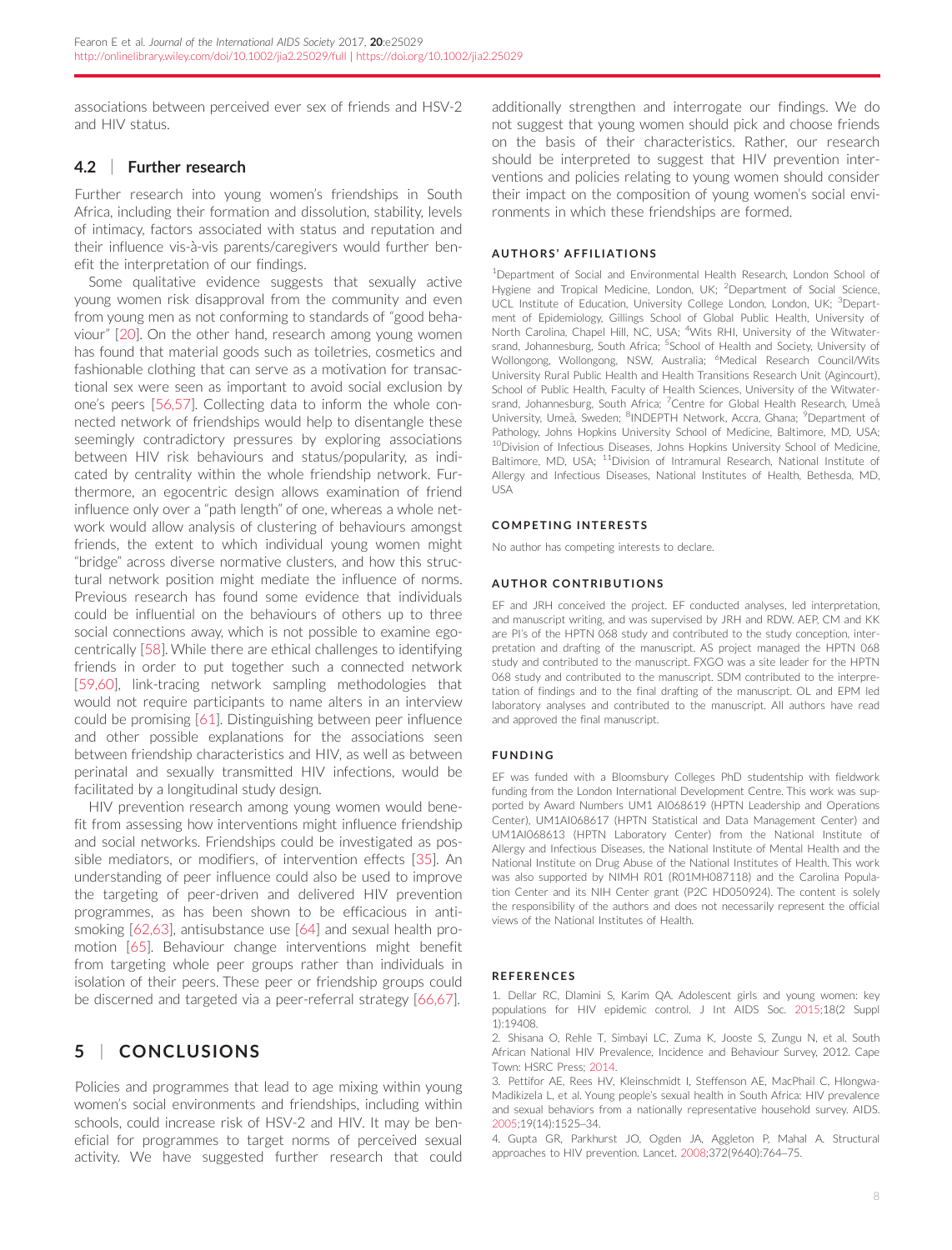associations between perceived ever sex of friends and HSV-2 and HIV status.

### 4.2 | Further research

Further research into young women's friendships in South Africa, including their formation and dissolution, stability, levels of intimacy, factors associated with status and reputation and their influence vis-à-vis parents/caregivers would further benefit the interpretation of our findings.

Some qualitative evidence suggests that sexually active young women risk disapproval from the community and even from young men as not conforming to standards of "good behaviour" [20]. On the other hand, research among young women has found that material goods such as toiletries, cosmetics and fashionable clothing that can serve as a motivation for transactional sex were seen as important to avoid social exclusion by one's peers [56,57]. Collecting data to inform the whole connected network of friendships would help to disentangle these seemingly contradictory pressures by exploring associations between HIV risk behaviours and status/popularity, as indicated by centrality within the whole friendship network. Furthermore, an egocentric design allows examination of friend influence only over a "path length" of one, whereas a whole network would allow analysis of clustering of behaviours amongst friends, the extent to which individual young women might "bridge" across diverse normative clusters, and how this structural network position might mediate the influence of norms. Previous research has found some evidence that individuals could be influential on the behaviours of others up to three social connections away, which is not possible to examine egocentrically [58]. While there are ethical challenges to identifying friends in order to put together such a connected network [59,60], link-tracing network sampling methodologies that would not require participants to name alters in an interview could be promising [61]. Distinguishing between peer influence and other possible explanations for the associations seen between friendship characteristics and HIV, as well as between perinatal and sexually transmitted HIV infections, would be facilitated by a longitudinal study design.

HIV prevention research among young women would benefit from assessing how interventions might influence friendship and social networks. Friendships could be investigated as possible mediators, or modifiers, of intervention effects [35]. An understanding of peer influence could also be used to improve the targeting of peer-driven and delivered HIV prevention programmes, as has been shown to be efficacious in anti-smoking [62,63], antisubstance use [64] and sexual health promotion [65]. Behaviour change interventions might benefit from targeting whole peer groups rather than individuals in isolation of their peers. These peer or friendship groups could be discerned and targeted via a peer-referral strategy [66,67].

## 5 | CONCLUSIONS

Policies and programmes that lead to age mixing within young women's social environments and friendships, including within schools, could increase risk of HSV-2 and HIV. It may be beneficial for programmes to target norms of perceived sexual activity. We have suggested further research that could additionally strengthen and interrogate our findings. We do not suggest that young women should pick and choose friends on the basis of their characteristics. Rather, our research should be interpreted to suggest that HIV prevention interventions and policies relating to young women should consider their impact on the composition of young women's social environments in which these friendships are formed.

#### AUTHORS' AFFILIATIONS

[1]Department of Social and Environmental Health Research, London School of Hygiene and Tropical Medicine, London, UK; [2]Department of Social Science, UCL Institute of Education, University College London, London, UK; [3]Department of Epidemiology, Gillings School of Global Public Health, University of North Carolina, Chapel Hill, NC, USA; [4]Wits RHI, University of the Witwatersrand, Johannesburg, South Africa; [5]School of Health and Society, University of Wollongong, Wollongong, NSW, Australia; [6]Medical Research Council/Wits University Rural Public Health and Health Transitions Research Unit (Agincourt), School of Public Health, Faculty of Health Sciences, University of the Witwatersrand, Johannesburg, South Africa; [7]Centre for Global Health Research, Umeå University, Umeå, Sweden; [8]INDEPTH Network, Accra, Ghana; [9]Department of Pathology, Johns Hopkins University School of Medicine, Baltimore, MD, USA; [10]Division of Infectious Diseases, Johns Hopkins University School of Medicine, Baltimore, MD, USA; [11]Division of Intramural Research, National Institute of Allergy and Infectious Diseases, National Institutes of Health, Bethesda, MD, USA

#### COMPETING INTERESTS

No author has competing interests to declare.

#### AUTHOR CONTRIBUTIONS

EF and JRH conceived the project. EF conducted analyses, led interpretation, and manuscript writing, and was supervised by JRH and RDW. AEP, CM and KK are PI's of the HPTN 068 study and contributed to the study conception, interpretation and drafting of the manuscript. AS project managed the HPTN 068 study and contributed to the manuscript. FXGO was a site leader for the HPTN 068 study and contributed to the manuscript. SDM contributed to the interpretation of findings and to the final drafting of the manuscript. OL and EPM led laboratory analyses and contributed to the manuscript. All authors have read and approved the final manuscript.

#### FUNDING

EF was funded with a Bloomsbury Colleges PhD studentship with fieldwork funding from the London International Development Centre. This work was supported by Award Numbers UM1 AI068619 (HPTN Leadership and Operations Center), UM1AI068617 (HPTN Statistical and Data Management Center) and UM1AI068613 (HPTN Laboratory Center) from the National Institute of Allergy and Infectious Diseases, the National Institute of Mental Health and the National Institute on Drug Abuse of the National Institutes of Health. This work was also supported by NIMH R01 (R01MH087118) and the Carolina Population Center and its NIH Center grant (P2C HD050924). The content is solely the responsibility of the authors and does not necessarily represent the official views of the National Institutes of Health.

#### REFERENCES

1. Dellar RC, Dlamini S, Karim QA. Adolescent girls and young women: key populations for HIV epidemic control. J Int AIDS Soc. 2015;18(2 Suppl 1):19408.
2. Shisana O, Rehle T, Simbayi LC, Zuma K, Jooste S, Zungu N, et al. South African National HIV Prevalence, Incidence and Behaviour Survey, 2012. Cape Town: HSRC Press; 2014.
3. Pettifor AE, Rees HV, Kleinschmidt I, Steffenson AE, MacPhail C, Hlongwa-Madikizela L, et al. Young people's sexual health in South Africa: HIV prevalence and sexual behaviors from a nationally representative household survey. AIDS. 2005;19(14):1525–34.
4. Gupta GR, Parkhurst JO, Ogden JA, Aggleton P, Mahal A. Structural approaches to HIV prevention. Lancet. 2008;372(9640):764–75.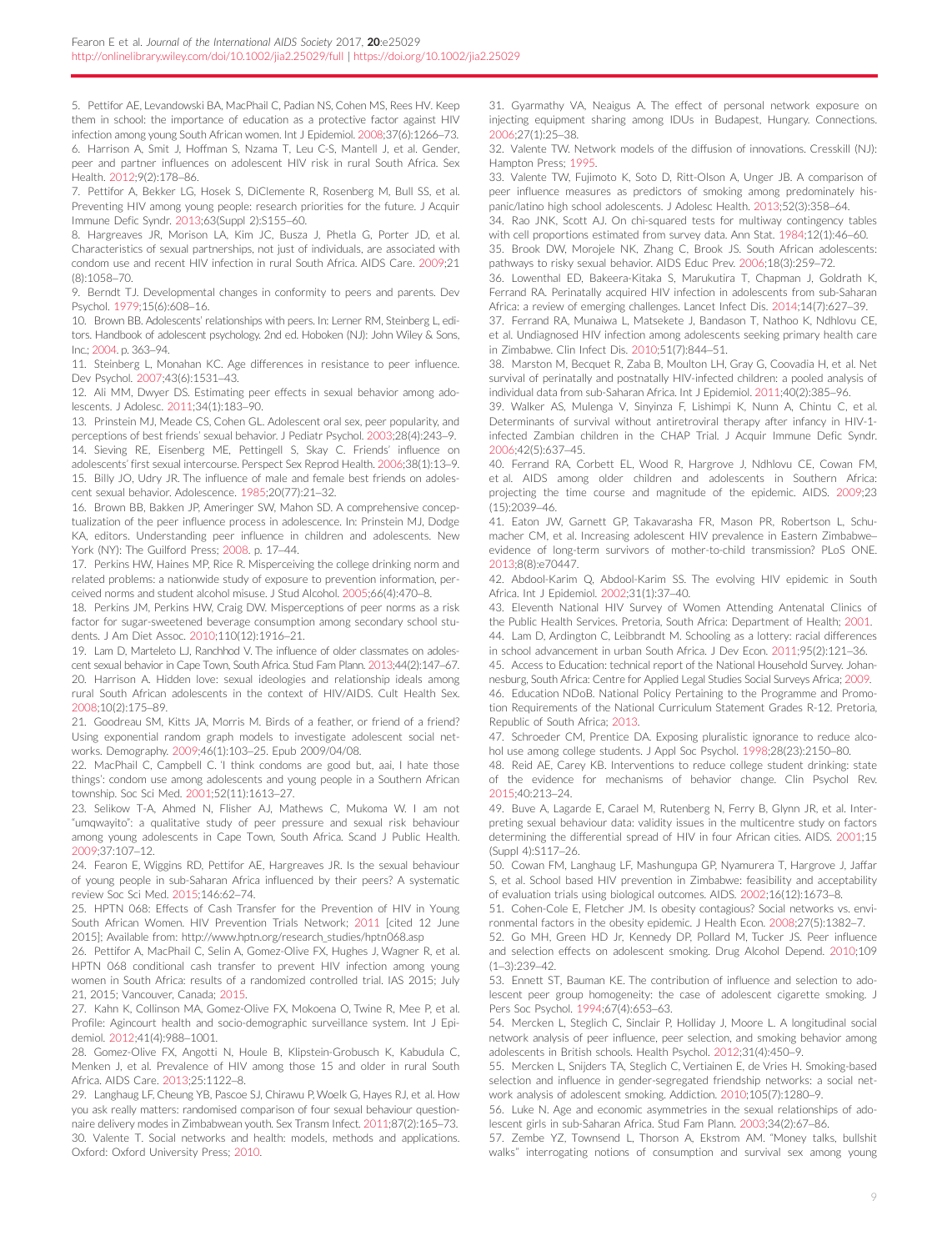5. Pettifor AE, Levandowski BA, MacPhail C, Padian NS, Cohen MS, Rees HV. Keep them in school: the importance of education as a protective factor against HIV infection among young South African women. Int J Epidemiol. 2008;37(6):1266–73.

6. Harrison A, Smit J, Hoffman S, Nzama T, Leu C-S, Mantell J, et al. Gender, peer and partner influences on adolescent HIV risk in rural South Africa. Sex Health. 2012;9(2):178–86.

7. Pettifor A, Bekker LG, Hosek S, DiClemente R, Rosenberg M, Bull SS, et al. Preventing HIV among young people: research priorities for the future. J Acquir Immune Defic Syndr. 2013;63(Suppl 2):S155–60.

8. Hargreaves JR, Morison LA, Kim JC, Busza J, Phetla G, Porter JD, et al. Characteristics of sexual partnerships, not just of individuals, are associated with condom use and recent HIV infection in rural South Africa. AIDS Care. 2009;21(8):1058–70.

9. Berndt TJ. Developmental changes in conformity to peers and parents. Dev Psychol. 1979;15(6):608–16.

10. Brown BB. Adolescents' relationships with peers. In: Lerner RM, Steinberg L, editors. Handbook of adolescent psychology. 2nd ed. Hoboken (NJ): John Wiley & Sons, Inc.; 2004. p. 363–94.

11. Steinberg L, Monahan KC. Age differences in resistance to peer influence. Dev Psychol. 2007;43(6):1531–43.

12. Ali MM, Dwyer DS. Estimating peer effects in sexual behavior among adolescents. J Adolesc. 2011;34(1):183–90.

13. Prinstein MJ, Meade CS, Cohen GL. Adolescent oral sex, peer popularity, and perceptions of best friends' sexual behavior. J Pediatr Psychol. 2003;28(4):243–9.

14. Sieving RE, Eisenberg ME, Pettingell S, Skay C. Friends' influence on adolescents' first sexual intercourse. Perspect Sex Reprod Health. 2006;38(1):13–9.

15. Billy JO, Udry JR. The influence of male and female best friends on adolescent sexual behavior. Adolescence. 1985;20(77):21–32.

16. Brown BB, Bakken JP, Ameringer SW, Mahon SD. A comprehensive conceptualization of the peer influence process in adolescence. In: Prinstein MJ, Dodge KA, editors. Understanding peer influence in children and adolescents. New York (NY): The Guilford Press; 2008. p. 17–44.

17. Perkins HW, Haines MP, Rice R. Misperceiving the college drinking norm and related problems: a nationwide study of exposure to prevention information, perceived norms and student alcohol misuse. J Stud Alcohol. 2005;66(4):470–8.

18. Perkins JM, Perkins HW, Craig DW. Misperceptions of peer norms as a risk factor for sugar-sweetened beverage consumption among secondary school students. J Am Diet Assoc. 2010;110(12):1916–21.

19. Lam D, Marteleto LJ, Ranchhod V. The influence of older classmates on adolescent sexual behavior in Cape Town, South Africa. Stud Fam Plann. 2013;44(2):147–67.

20. Harrison A. Hidden love: sexual ideologies and relationship ideals among rural South African adolescents in the context of HIV/AIDS. Cult Health Sex. 2008;10(2):175–89.

21. Goodreau SM, Kitts JA, Morris M. Birds of a feather, or friend of a friend? Using exponential random graph models to investigate adolescent social networks. Demography. 2009;46(1):103–25. Epub 2009/04/08.

22. MacPhail C, Campbell C. 'I think condoms are good but, aai, I hate those things': condom use among adolescents and young people in a Southern African township. Soc Sci Med. 2001;52(11):1613–27.

23. Selikow T-A, Ahmed N, Flisher AJ, Mathews C, Mukoma W. I am not "umqwayito": a qualitative study of peer pressure and sexual risk behaviour among young adolescents in Cape Town, South Africa. Scand J Public Health. 2009;37:107–12.

24. Fearon E, Wiggins RD, Pettifor AE, Hargreaves JR. Is the sexual behaviour of young people in sub-Saharan Africa influenced by their peers? A systematic review Soc Sci Med. 2015;146:62–74.

25. HPTN 068: Effects of Cash Transfer for the Prevention of HIV in Young South African Women. HIV Prevention Trials Network; 2011 [cited 12 June 2015]; Available from: http://www.hptn.org/research_studies/hptn068.asp

26. Pettifor A, MacPhail C, Selin A, Gomez-Olive FX, Hughes J, Wagner R, et al. HPTN 068 conditional cash transfer to prevent HIV infection among young women in South Africa: results of a randomized controlled trial. IAS 2015; July 21, 2015; Vancouver, Canada; 2015.

27. Kahn K, Collinson MA, Gomez-Olive FX, Mokoena O, Twine R, Mee P, et al. Profile: Agincourt health and socio-demographic surveillance system. Int J Epidemiol. 2012;41(4):988–1001.

28. Gomez-Olive FX, Angotti N, Houle B, Klipstein-Grobusch K, Kabudula C, Menken J, et al. Prevalence of HIV among those 15 and older in rural South Africa. AIDS Care. 2013;25:1122–8.

29. Langhaug LF, Cheung YB, Pascoe SJ, Chirawu P, Woelk G, Hayes RJ, et al. How you ask really matters: randomised comparison of four sexual behaviour questionnaire delivery modes in Zimbabwean youth. Sex Transm Infect. 2011;87(2):165–73.

30. Valente T. Social networks and health: models, methods and applications. Oxford: Oxford University Press; 2010.

31. Gyarmathy VA, Neaigus A. The effect of personal network exposure on injecting equipment sharing among IDUs in Budapest, Hungary. Connections. 2006;27(1):25–38.

32. Valente TW. Network models of the diffusion of innovations. Cresskill (NJ): Hampton Press; 1995.

33. Valente TW, Fujimoto K, Soto D, Ritt-Olson A, Unger JB. A comparison of peer influence measures as predictors of smoking among predominately hispanic/latino high school adolescents. J Adolesc Health. 2013;52(3):358–64.

34. Rao JNK, Scott AJ. On chi-squared tests for multiway contingency tables with cell proportions estimated from survey data. Ann Stat. 1984;12(1):46–60.

35. Brook DW, Morojele NK, Zhang C, Brook JS. South African adolescents: pathways to risky sexual behavior. AIDS Educ Prev. 2006;18(3):259–72.

36. Lowenthal ED, Bakeera-Kitaka S, Marukutira T, Chapman J, Goldrath K, Ferrand RA. Perinatally acquired HIV infection in adolescents from sub-Saharan Africa: a review of emerging challenges. Lancet Infect Dis. 2014;14(7):627–39.

37. Ferrand RA, Munaiwa L, Matsekete J, Bandason T, Nathoo K, Ndhlovu CE, et al. Undiagnosed HIV infection among adolescents seeking primary health care in Zimbabwe. Clin Infect Dis. 2010;51(7):844–51.

38. Marston M, Becquet R, Zaba B, Moulton LH, Gray G, Coovadia H, et al. Net survival of perinatally and postnatally HIV-infected children: a pooled analysis of individual data from sub-Saharan Africa. Int J Epidemiol. 2011;40(2):385–96.

39. Walker AS, Mulenga V, Sinyinza F, Lishimpi K, Nunn A, Chintu C, et al. Determinants of survival without antiretroviral therapy after infancy in HIV-1-infected Zambian children in the CHAP Trial. J Acquir Immune Defic Syndr. 2006;42(5):637–45.

40. Ferrand RA, Corbett EL, Wood R, Hargrove J, Ndhlovu CE, Cowan FM, et al. AIDS among older children and adolescents in Southern Africa: projecting the time course and magnitude of the epidemic. AIDS. 2009;23(15):2039–46.

41. Eaton JW, Garnett GP, Takavarasha FR, Mason PR, Robertson L, Schumacher CM, et al. Increasing adolescent HIV prevalence in Eastern Zimbabwe–evidence of long-term survivors of mother-to-child transmission? PLoS ONE. 2013;8(8):e70447.

42. Abdool-Karim Q, Abdool-Karim SS. The evolving HIV epidemic in South Africa. Int J Epidemiol. 2002;31(1):37–40.

43. Eleventh National HIV Survey of Women Attending Antenatal Clinics of the Public Health Services. Pretoria, South Africa: Department of Health; 2001.

44. Lam D, Ardington C, Leibbrandt M. Schooling as a lottery: racial differences in school advancement in urban South Africa. J Dev Econ. 2011;95(2):121–36.

45. Access to Education: technical report of the National Household Survey. Johannesburg, South Africa: Centre for Applied Legal Studies Social Surveys Africa; 2009.

46. Education NDoB. National Policy Pertaining to the Programme and Promotion Requirements of the National Curriculum Statement Grades R-12. Pretoria, Republic of South Africa; 2013.

47. Schroeder CM, Prentice DA. Exposing pluralistic ignorance to reduce alcohol use among college students. J Appl Soc Psychol. 1998;28(23):2150–80.

48. Reid AE, Carey KB. Interventions to reduce college student drinking: state of the evidence for mechanisms of behavior change. Clin Psychol Rev. 2015;40:213–24.

49. Buve A, Lagarde E, Carael M, Rutenberg N, Ferry B, Glynn JR, et al. Interpreting sexual behaviour data: validity issues in the multicentre study on factors determining the differential spread of HIV in four African cities. AIDS. 2001;15(Suppl 4):S117–26.

50. Cowan FM, Langhaug LF, Mashungupa GP, Nyamurera T, Hargrove J, Jaffar S, et al. School based HIV prevention in Zimbabwe: feasibility and acceptability of evaluation trials using biological outcomes. AIDS. 2002;16(12):1673–8.

51. Cohen-Cole E, Fletcher JM. Is obesity contagious? Social networks vs. environmental factors in the obesity epidemic. J Health Econ. 2008;27(5):1382–7.

52. Go MH, Green HD Jr, Kennedy DP, Pollard M, Tucker JS. Peer influence and selection effects on adolescent smoking. Drug Alcohol Depend. 2010;109(1–3):239–42.

53. Ennett ST, Bauman KE. The contribution of influence and selection to adolescent peer group homogeneity: the case of adolescent cigarette smoking. J Pers Soc Psychol. 1994;67(4):653–63.

54. Mercken L, Steglich C, Sinclair P, Holliday J, Moore L. A longitudinal social network analysis of peer influence, peer selection, and smoking behavior among adolescents in British schools. Health Psychol. 2012;31(4):450–9.

55. Mercken L, Snijders TA, Steglich C, Vertiainen E, de Vries H. Smoking-based selection and influence in gender-segregated friendship networks: a social network analysis of adolescent smoking. Addiction. 2010;105(7):1280–9.

56. Luke N. Age and economic asymmetries in the sexual relationships of adolescent girls in sub-Saharan Africa. Stud Fam Plann. 2003;34(2):67–86.

57. Zembe YZ, Townsend L, Thorson A, Ekstrom AM. "Money talks, bullshit walks" interrogating notions of consumption and survival sex among young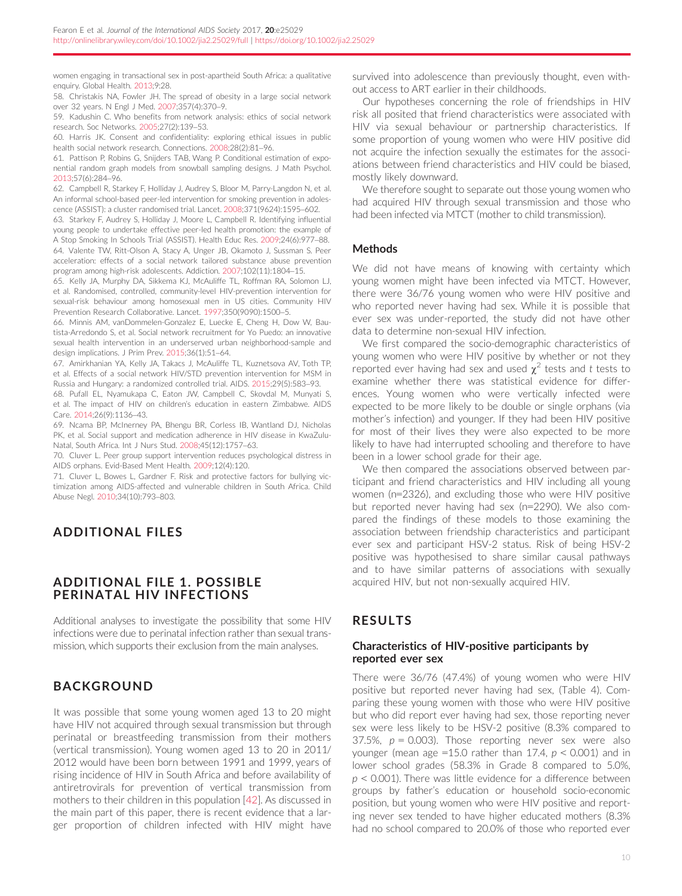women engaging in transactional sex in post-apartheid South Africa: a qualitative enquiry. Global Health. 2013;9:28.

58. Christakis NA, Fowler JH. The spread of obesity in a large social network over 32 years. N Engl J Med. 2007;357(4):370–9.

59. Kadushin C. Who benefits from network analysis: ethics of social network research. Soc Networks. 2005;27(2):139–53.

60. Harris JK. Consent and confidentiality: exploring ethical issues in public health social network research. Connections. 2008;28(2):81–96.

61. Pattison P, Robins G, Snijders TAB, Wang P. Conditional estimation of exponential random graph models from snowball sampling designs. J Math Psychol. 2013;57(6):284–96.

62. Campbell R, Starkey F, Holliday J, Audrey S, Bloor M, Parry-Langdon N, et al. An informal school-based peer-led intervention for smoking prevention in adolescence (ASSIST): a cluster randomised trial. Lancet. 2008;371(9624):1595–602.

63. Starkey F, Audrey S, Holliday J, Moore L, Campbell R. Identifying influential young people to undertake effective peer-led health promotion: the example of A Stop Smoking In Schools Trial (ASSIST). Health Educ Res. 2009;24(6):977–88.

64. Valente TW, Ritt-Olson A, Stacy A, Unger JB, Okamoto J, Sussman S. Peer acceleration: effects of a social network tailored substance abuse prevention program among high-risk adolescents. Addiction. 2007;102(11):1804–15.

65. Kelly JA, Murphy DA, Sikkema KJ, McAuliffe TL, Roffman RA, Solomon LJ, et al. Randomised, controlled, community-level HIV-prevention intervention for sexual-risk behaviour among homosexual men in US cities. Community HIV Prevention Research Collaborative. Lancet. 1997;350(9090):1500–5.

66. Minnis AM, vanDommelen-Gonzalez E, Luecke E, Cheng H, Dow W, Bautista-Arredondo S, et al. Social network recruitment for Yo Puedo: an innovative sexual health intervention in an underserved urban neighborhood-sample and design implications. J Prim Prev. 2015;36(1):51–64.

67. Amirkhanian YA, Kelly JA, Takacs J, McAuliffe TL, Kuznetsova AV, Toth TP, et al. Effects of a social network HIV/STD prevention intervention for MSM in Russia and Hungary: a randomized controlled trial. AIDS. 2015;29(5):583–93.

68. Pufall EL, Nyamukapa C, Eaton JW, Campbell C, Skovdal M, Munyati S, et al. The impact of HIV on children's education in eastern Zimbabwe. AIDS Care. 2014;26(9):1136–43.

69. Ncama BP, McInerney PA, Bhengu BR, Corless IB, Wantland DJ, Nicholas PK, et al. Social support and medication adherence in HIV disease in KwaZulu-Natal, South Africa. Int J Nurs Stud. 2008;45(12):1757–63.

70. Cluver L. Peer group support intervention reduces psychological distress in AIDS orphans. Evid-Based Ment Health. 2009;12(4):120.

71. Cluver L, Bowes L, Gardner F. Risk and protective factors for bullying victimization among AIDS-affected and vulnerable children in South Africa. Child Abuse Negl. 2010;34(10):793–803.

## ADDITIONAL FILES

## ADDITIONAL FILE 1. POSSIBLE PERINATAL HIV INFECTIONS

Additional analyses to investigate the possibility that some HIV infections were due to perinatal infection rather than sexual transmission, which supports their exclusion from the main analyses.

## BACKGROUND

It was possible that some young women aged 13 to 20 might have HIV not acquired through sexual transmission but through perinatal or breastfeeding transmission from their mothers (vertical transmission). Young women aged 13 to 20 in 2011/2012 would have been born between 1991 and 1999, years of rising incidence of HIV in South Africa and before availability of antiretrovirals for prevention of vertical transmission from mothers to their children in this population [42]. As discussed in the main part of this paper, there is recent evidence that a larger proportion of children infected with HIV might have survived into adolescence than previously thought, even without access to ART earlier in their childhoods.

Our hypotheses concerning the role of friendships in HIV risk all posited that friend characteristics were associated with HIV via sexual behaviour or partnership characteristics. If some proportion of young women who were HIV positive did not acquire the infection sexually the estimates for the associations between friend characteristics and HIV could be biased, mostly likely downward.

We therefore sought to separate out those young women who had acquired HIV through sexual transmission and those who had been infected via MTCT (mother to child transmission).

### Methods

We did not have means of knowing with certainty which young women might have been infected via MTCT. However, there were 36/76 young women who were HIV positive and who reported never having had sex. While it is possible that ever sex was under-reported, the study did not have other data to determine non-sexual HIV infection.

We first compared the socio-demographic characteristics of young women who were HIV positive by whether or not they reported ever having had sex and used $\chi^2$ tests and *t* tests to examine whether there was statistical evidence for differences. Young women who were vertically infected were expected to be more likely to be double or single orphans (via mother's infection) and younger. If they had been HIV positive for most of their lives they were also expected to be more likely to have had interrupted schooling and therefore to have been in a lower school grade for their age.

We then compared the associations observed between participant and friend characteristics and HIV including all young women (n=2326), and excluding those who were HIV positive but reported never having had sex (n=2290). We also compared the findings of these models to those examining the association between friendship characteristics and participant ever sex and participant HSV-2 status. Risk of being HSV-2 positive was hypothesised to share similar causal pathways and to have similar patterns of associations with sexually acquired HIV, but not non-sexually acquired HIV.

## RESULTS

### Characteristics of HIV-positive participants by reported ever sex

There were 36/76 (47.4%) of young women who were HIV positive but reported never having had sex, (Table 4). Comparing these young women with those who were HIV positive but who did report ever having had sex, those reporting never sex were less likely to be HSV-2 positive (8.3% compared to 37.5%, $p = 0.003$). Those reporting never sex were also younger (mean age =15.0 rather than 17.4, $p < 0.001$) and in lower school grades (58.3% in Grade 8 compared to 5.0%, $p < 0.001$). There was little evidence for a difference between groups by father's education or household socio-economic position, but young women who were HIV positive and reporting never sex tended to have higher educated mothers (8.3% had no school compared to 20.0% of those who reported ever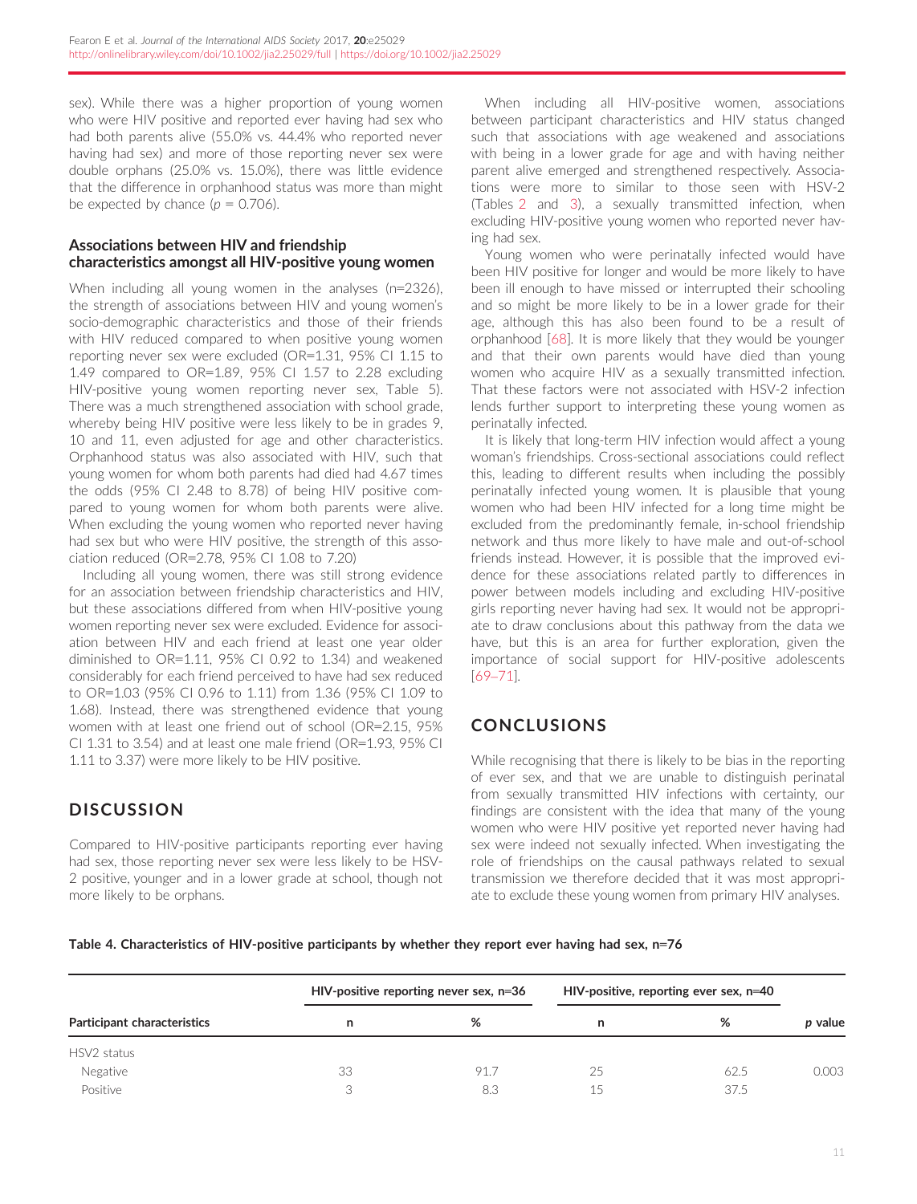sex). While there was a higher proportion of young women who were HIV positive and reported ever having had sex who had both parents alive (55.0% vs. 44.4% who reported never having had sex) and more of those reporting never sex were double orphans (25.0% vs. 15.0%), there was little evidence that the difference in orphanhood status was more than might be expected by chance ($p = 0.706$).

### Associations between HIV and friendship characteristics amongst all HIV-positive young women

When including all young women in the analyses (n=2326), the strength of associations between HIV and young women's socio-demographic characteristics and those of their friends with HIV reduced compared to when positive young women reporting never sex were excluded (OR=1.31, 95% CI 1.15 to 1.49 compared to OR=1.89, 95% CI 1.57 to 2.28 excluding HIV-positive young women reporting never sex, Table 5). There was a much strengthened association with school grade, whereby being HIV positive were less likely to be in grades 9, 10 and 11, even adjusted for age and other characteristics. Orphanhood status was also associated with HIV, such that young women for whom both parents had died had 4.67 times the odds (95% CI 2.48 to 8.78) of being HIV positive compared to young women for whom both parents were alive. When excluding the young women who reported never having had sex but who were HIV positive, the strength of this association reduced (OR=2.78, 95% CI 1.08 to 7.20)

Including all young women, there was still strong evidence for an association between friendship characteristics and HIV, but these associations differed from when HIV-positive young women reporting never sex were excluded. Evidence for association between HIV and each friend at least one year older diminished to OR=1.11, 95% CI 0.92 to 1.34) and weakened considerably for each friend perceived to have had sex reduced to OR=1.03 (95% CI 0.96 to 1.11) from 1.36 (95% CI 1.09 to 1.68). Instead, there was strengthened evidence that young women with at least one friend out of school (OR=2.15, 95% CI 1.31 to 3.54) and at least one male friend (OR=1.93, 95% CI 1.11 to 3.37) were more likely to be HIV positive.

## DISCUSSION

Compared to HIV-positive participants reporting ever having had sex, those reporting never sex were less likely to be HSV-2 positive, younger and in a lower grade at school, though not more likely to be orphans.

When including all HIV-positive women, associations between participant characteristics and HIV status changed such that associations with age weakened and associations with being in a lower grade for age and with having neither parent alive emerged and strengthened respectively. Associations were more to similar to those seen with HSV-2 (Tables 2 and 3), a sexually transmitted infection, when excluding HIV-positive young women who reported never having had sex.

Young women who were perinatally infected would have been HIV positive for longer and would be more likely to have been ill enough to have missed or interrupted their schooling and so might be more likely to be in a lower grade for their age, although this has also been found to be a result of orphanhood [68]. It is more likely that they would be younger and that their own parents would have died than young women who acquire HIV as a sexually transmitted infection. That these factors were not associated with HSV-2 infection lends further support to interpreting these young women as perinatally infected.

It is likely that long-term HIV infection would affect a young woman's friendships. Cross-sectional associations could reflect this, leading to different results when including the possibly perinatally infected young women. It is plausible that young women who had been HIV infected for a long time might be excluded from the predominantly female, in-school friendship network and thus more likely to have male and out-of-school friends instead. However, it is possible that the improved evidence for these associations related partly to differences in power between models including and excluding HIV-positive girls reporting never having had sex. It would not be appropriate to draw conclusions about this pathway from the data we have, but this is an area for further exploration, given the importance of social support for HIV-positive adolescents [69–71].

## CONCLUSIONS

While recognising that there is likely to be bias in the reporting of ever sex, and that we are unable to distinguish perinatal from sexually transmitted HIV infections with certainty, our findings are consistent with the idea that many of the young women who were HIV positive yet reported never having had sex were indeed not sexually infected. When investigating the role of friendships on the causal pathways related to sexual transmission we therefore decided that it was most appropriate to exclude these young women from primary HIV analyses.

**Table 4. Characteristics of HIV-positive participants by whether they report ever having had sex, n=76**

| | HIV-positive reporting never sex, n=36 | | HIV-positive, reporting ever sex, n=40 | | |
|---|---|---|---|---|---|
| Participant characteristics | n | % | n | % | p value |
| HSV2 status | | | | | |
| Negative | 33 | 91.7 | 25 | 62.5 | 0.003 |
| Positive | 3 | 8.3 | 15 | 37.5 | |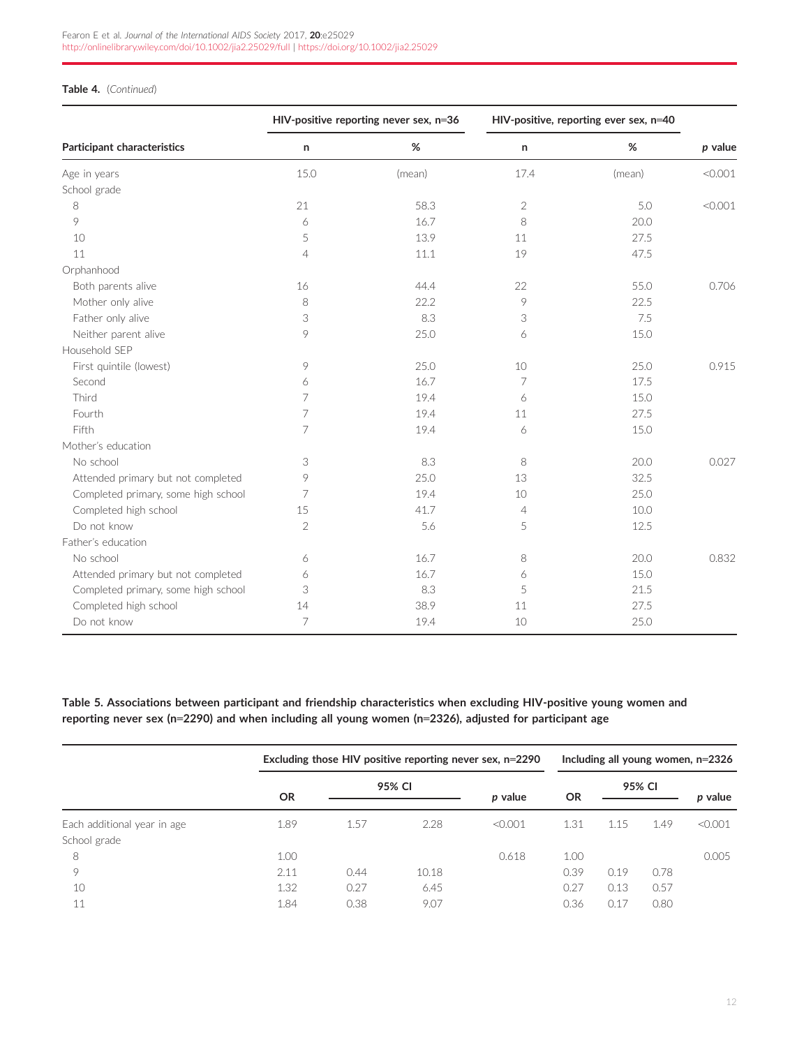**Table 4.** (*Continued*)

| Participant characteristics | HIV-positive reporting never sex, n=36 | | HIV-positive, reporting ever sex, n=40 | | |
|---|---|---|---|---|---|
| | n | % | n | % | *p* value |
| Age in years | 15.0 | (mean) | 17.4 | (mean) | <0.001 |
| School grade | | | | | |
| 8 | 21 | 58.3 | 2 | 5.0 | <0.001 |
| 9 | 6 | 16.7 | 8 | 20.0 | |
| 10 | 5 | 13.9 | 11 | 27.5 | |
| 11 | 4 | 11.1 | 19 | 47.5 | |
| Orphanhood | | | | | |
| Both parents alive | 16 | 44.4 | 22 | 55.0 | 0.706 |
| Mother only alive | 8 | 22.2 | 9 | 22.5 | |
| Father only alive | 3 | 8.3 | 3 | 7.5 | |
| Neither parent alive | 9 | 25.0 | 6 | 15.0 | |
| Household SEP | | | | | |
| First quintile (lowest) | 9 | 25.0 | 10 | 25.0 | 0.915 |
| Second | 6 | 16.7 | 7 | 17.5 | |
| Third | 7 | 19.4 | 6 | 15.0 | |
| Fourth | 7 | 19.4 | 11 | 27.5 | |
| Fifth | 7 | 19.4 | 6 | 15.0 | |
| Mother's education | | | | | |
| No school | 3 | 8.3 | 8 | 20.0 | 0.027 |
| Attended primary but not completed | 9 | 25.0 | 13 | 32.5 | |
| Completed primary, some high school | 7 | 19.4 | 10 | 25.0 | |
| Completed high school | 15 | 41.7 | 4 | 10.0 | |
| Do not know | 2 | 5.6 | 5 | 12.5 | |
| Father's education | | | | | |
| No school | 6 | 16.7 | 8 | 20.0 | 0.832 |
| Attended primary but not completed | 6 | 16.7 | 6 | 15.0 | |
| Completed primary, some high school | 3 | 8.3 | 5 | 21.5 | |
| Completed high school | 14 | 38.9 | 11 | 27.5 | |
| Do not know | 7 | 19.4 | 10 | 25.0 | |

**Table 5. Associations between participant and friendship characteristics when excluding HIV-positive young women and reporting never sex (n=2290) and when including all young women (n=2326), adjusted for participant age**

| | Excluding those HIV positive reporting never sex, n=2290 | | | | Including all young women, n=2326 | | | |
|---|---|---|---|---|---|---|---|---|
| | OR | 95% CI | | *p* value | OR | 95% CI | | *p* value |
| Each additional year in age | 1.89 | 1.57 | 2.28 | <0.001 | 1.31 | 1.15 | 1.49 | <0.001 |
| School grade | | | | | | | | |
| 8 | 1.00 | | | 0.618 | 1.00 | | | 0.005 |
| 9 | 2.11 | 0.44 | 10.18 | | 0.39 | 0.19 | 0.78 | |
| 10 | 1.32 | 0.27 | 6.45 | | 0.27 | 0.13 | 0.57 | |
| 11 | 1.84 | 0.38 | 9.07 | | 0.36 | 0.17 | 0.80 | |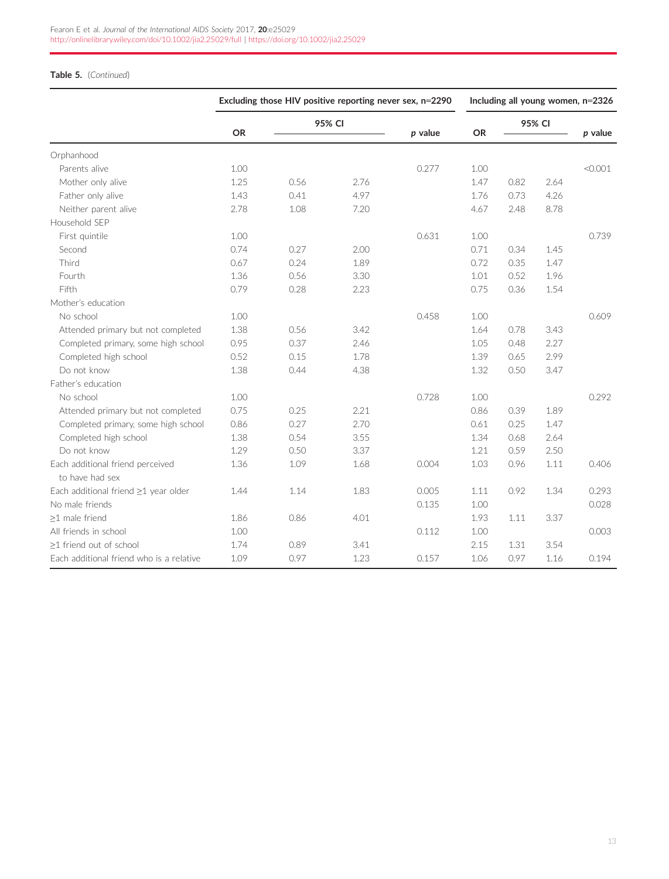**Table 5.** *(Continued)*

| | Excluding those HIV positive reporting never sex, n=2290 | | | | Including all young women, n=2326 | | | |
|---|---|---|---|---|---|---|---|---|
| | OR | 95% CI | | *p* value | OR | 95% CI | | *p* value |
| Orphanhood | | | | | | | | |
| Parents alive | 1.00 | | | 0.277 | 1.00 | | | <0.001 |
| Mother only alive | 1.25 | 0.56 | 2.76 | | 1.47 | 0.82 | 2.64 | |
| Father only alive | 1.43 | 0.41 | 4.97 | | 1.76 | 0.73 | 4.26 | |
| Neither parent alive | 2.78 | 1.08 | 7.20 | | 4.67 | 2.48 | 8.78 | |
| Household SEP | | | | | | | | |
| First quintile | 1.00 | | | 0.631 | 1.00 | | | 0.739 |
| Second | 0.74 | 0.27 | 2.00 | | 0.71 | 0.34 | 1.45 | |
| Third | 0.67 | 0.24 | 1.89 | | 0.72 | 0.35 | 1.47 | |
| Fourth | 1.36 | 0.56 | 3.30 | | 1.01 | 0.52 | 1.96 | |
| Fifth | 0.79 | 0.28 | 2.23 | | 0.75 | 0.36 | 1.54 | |
| Mother's education | | | | | | | | |
| No school | 1.00 | | | 0.458 | 1.00 | | | 0.609 |
| Attended primary but not completed | 1.38 | 0.56 | 3.42 | | 1.64 | 0.78 | 3.43 | |
| Completed primary, some high school | 0.95 | 0.37 | 2.46 | | 1.05 | 0.48 | 2.27 | |
| Completed high school | 0.52 | 0.15 | 1.78 | | 1.39 | 0.65 | 2.99 | |
| Do not know | 1.38 | 0.44 | 4.38 | | 1.32 | 0.50 | 3.47 | |
| Father's education | | | | | | | | |
| No school | 1.00 | | | 0.728 | 1.00 | | | 0.292 |
| Attended primary but not completed | 0.75 | 0.25 | 2.21 | | 0.86 | 0.39 | 1.89 | |
| Completed primary, some high school | 0.86 | 0.27 | 2.70 | | 0.61 | 0.25 | 1.47 | |
| Completed high school | 1.38 | 0.54 | 3.55 | | 1.34 | 0.68 | 2.64 | |
| Do not know | 1.29 | 0.50 | 3.37 | | 1.21 | 0.59 | 2.50 | |
| Each additional friend perceived to have had sex | 1.36 | 1.09 | 1.68 | 0.004 | 1.03 | 0.96 | 1.11 | 0.406 |
| Each additional friend ≥1 year older | 1.44 | 1.14 | 1.83 | 0.005 | 1.11 | 0.92 | 1.34 | 0.293 |
| No male friends | | | | 0.135 | 1.00 | | | 0.028 |
| ≥1 male friend | 1.86 | 0.86 | 4.01 | | 1.93 | 1.11 | 3.37 | |
| All friends in school | 1.00 | | | 0.112 | 1.00 | | | 0.003 |
| ≥1 friend out of school | 1.74 | 0.89 | 3.41 | | 2.15 | 1.31 | 3.54 | |
| Each additional friend who is a relative | 1.09 | 0.97 | 1.23 | 0.157 | 1.06 | 0.97 | 1.16 | 0.194 |